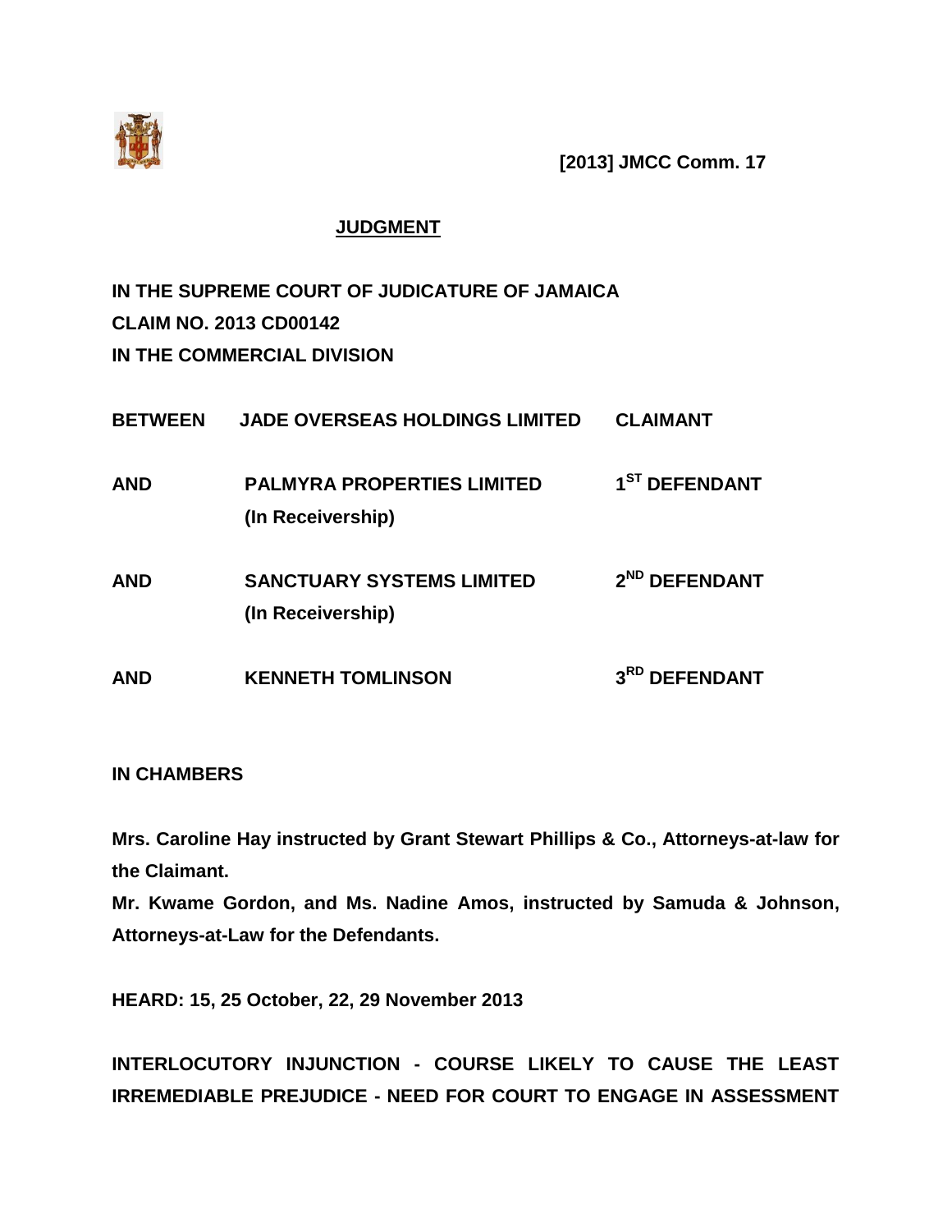**[2013] JMCC Comm. 17**

**JUDGMENT**

**IN THE SUPREME COURT OF JUDICATURE OF JAMAICA**
**CLAIM NO. 2013 CD00142**
**IN THE COMMERCIAL DIVISION**

| | | |
|---|---|---|
| **BETWEEN** | **JADE OVERSEAS HOLDINGS LIMITED** | **CLAIMANT** |
| **AND** | **PALMYRA PROPERTIES LIMITED (In Receivership)** | **1ST DEFENDANT** |
| **AND** | **SANCTUARY SYSTEMS LIMITED (In Receivership)** | **2ND DEFENDANT** |
| **AND** | **KENNETH TOMLINSON** | **3RD DEFENDANT** |

**IN CHAMBERS**

**Mrs. Caroline Hay instructed by Grant Stewart Phillips & Co., Attorneys-at-law for the Claimant.**

**Mr. Kwame Gordon, and Ms. Nadine Amos, instructed by Samuda & Johnson, Attorneys-at-Law for the Defendants.**

**HEARD: 15, 25 October, 22, 29 November 2013**

**INTERLOCUTORY INJUNCTION - COURSE LIKELY TO CAUSE THE LEAST IRREMEDIABLE PREJUDICE - NEED FOR COURT TO ENGAGE IN ASSESSMENT**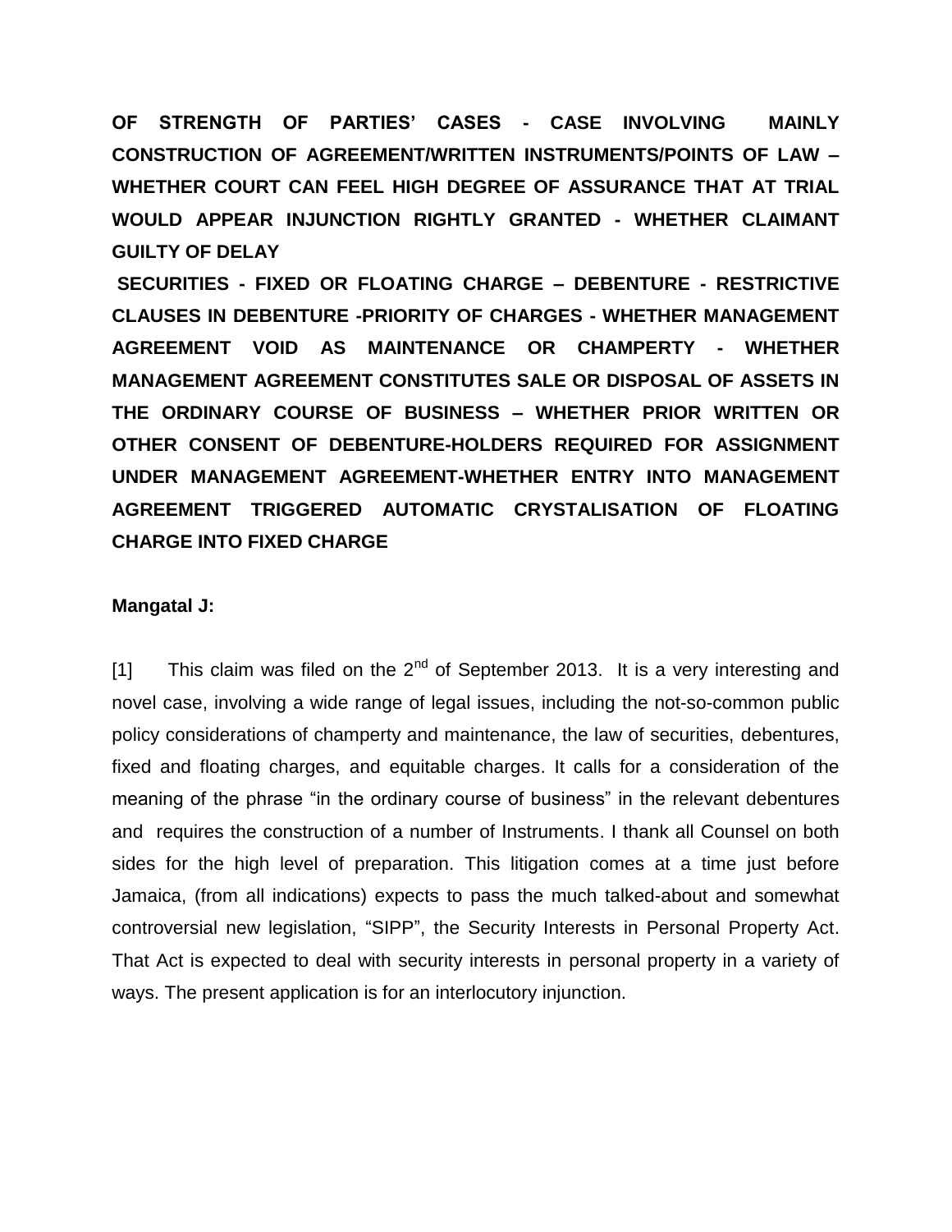**OF STRENGTH OF PARTIES' CASES - CASE INVOLVING MAINLY CONSTRUCTION OF AGREEMENT/WRITTEN INSTRUMENTS/POINTS OF LAW – WHETHER COURT CAN FEEL HIGH DEGREE OF ASSURANCE THAT AT TRIAL WOULD APPEAR INJUNCTION RIGHTLY GRANTED - WHETHER CLAIMANT GUILTY OF DELAY**

**SECURITIES - FIXED OR FLOATING CHARGE – DEBENTURE - RESTRICTIVE CLAUSES IN DEBENTURE -PRIORITY OF CHARGES - WHETHER MANAGEMENT AGREEMENT VOID AS MAINTENANCE OR CHAMPERTY - WHETHER MANAGEMENT AGREEMENT CONSTITUTES SALE OR DISPOSAL OF ASSETS IN THE ORDINARY COURSE OF BUSINESS – WHETHER PRIOR WRITTEN OR OTHER CONSENT OF DEBENTURE-HOLDERS REQUIRED FOR ASSIGNMENT UNDER MANAGEMENT AGREEMENT-WHETHER ENTRY INTO MANAGEMENT AGREEMENT TRIGGERED AUTOMATIC CRYSTALISATION OF FLOATING CHARGE INTO FIXED CHARGE**

**Mangatal J:**

[1] This claim was filed on the 2nd of September 2013. It is a very interesting and novel case, involving a wide range of legal issues, including the not-so-common public policy considerations of champerty and maintenance, the law of securities, debentures, fixed and floating charges, and equitable charges. It calls for a consideration of the meaning of the phrase "in the ordinary course of business" in the relevant debentures and requires the construction of a number of Instruments. I thank all Counsel on both sides for the high level of preparation. This litigation comes at a time just before Jamaica, (from all indications) expects to pass the much talked-about and somewhat controversial new legislation, "SIPP", the Security Interests in Personal Property Act. That Act is expected to deal with security interests in personal property in a variety of ways. The present application is for an interlocutory injunction.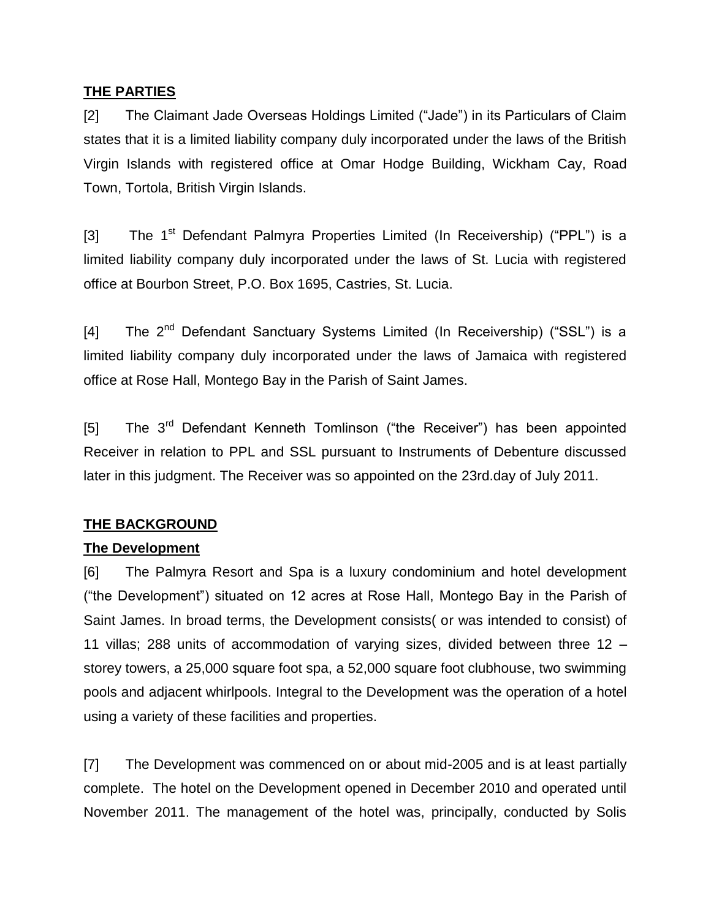## THE PARTIES

[2] The Claimant Jade Overseas Holdings Limited ("Jade") in its Particulars of Claim states that it is a limited liability company duly incorporated under the laws of the British Virgin Islands with registered office at Omar Hodge Building, Wickham Cay, Road Town, Tortola, British Virgin Islands.

[3] The 1st Defendant Palmyra Properties Limited (In Receivership) ("PPL") is a limited liability company duly incorporated under the laws of St. Lucia with registered office at Bourbon Street, P.O. Box 1695, Castries, St. Lucia.

[4] The 2nd Defendant Sanctuary Systems Limited (In Receivership) ("SSL") is a limited liability company duly incorporated under the laws of Jamaica with registered office at Rose Hall, Montego Bay in the Parish of Saint James.

[5] The 3rd Defendant Kenneth Tomlinson ("the Receiver") has been appointed Receiver in relation to PPL and SSL pursuant to Instruments of Debenture discussed later in this judgment. The Receiver was so appointed on the 23rd.day of July 2011.

## THE BACKGROUND

### The Development

[6] The Palmyra Resort and Spa is a luxury condominium and hotel development ("the Development") situated on 12 acres at Rose Hall, Montego Bay in the Parish of Saint James. In broad terms, the Development consists( or was intended to consist) of 11 villas; 288 units of accommodation of varying sizes, divided between three 12 – storey towers, a 25,000 square foot spa, a 52,000 square foot clubhouse, two swimming pools and adjacent whirlpools. Integral to the Development was the operation of a hotel using a variety of these facilities and properties.

[7] The Development was commenced on or about mid-2005 and is at least partially complete. The hotel on the Development opened in December 2010 and operated until November 2011. The management of the hotel was, principally, conducted by Solis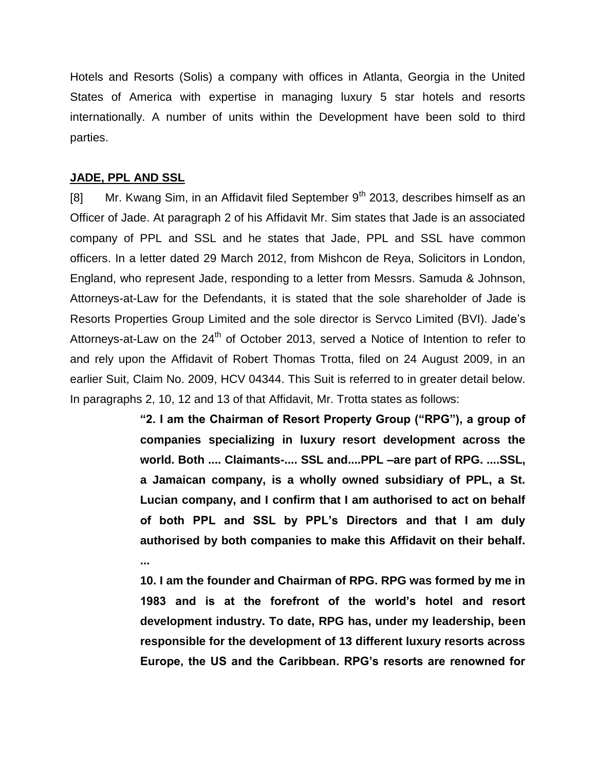Hotels and Resorts (Solis) a company with offices in Atlanta, Georgia in the United States of America with expertise in managing luxury 5 star hotels and resorts internationally. A number of units within the Development have been sold to third parties.

**JADE, PPL AND SSL**

[8] Mr. Kwang Sim, in an Affidavit filed September 9th 2013, describes himself as an Officer of Jade. At paragraph 2 of his Affidavit Mr. Sim states that Jade is an associated company of PPL and SSL and he states that Jade, PPL and SSL have common officers. In a letter dated 29 March 2012, from Mishcon de Reya, Solicitors in London, England, who represent Jade, responding to a letter from Messrs. Samuda & Johnson, Attorneys-at-Law for the Defendants, it is stated that the sole shareholder of Jade is Resorts Properties Group Limited and the sole director is Servco Limited (BVI). Jade's Attorneys-at-Law on the 24th of October 2013, served a Notice of Intention to refer to and rely upon the Affidavit of Robert Thomas Trotta, filed on 24 August 2009, in an earlier Suit, Claim No. 2009, HCV 04344. This Suit is referred to in greater detail below. In paragraphs 2, 10, 12 and 13 of that Affidavit, Mr. Trotta states as follows:

> **"2. I am the Chairman of Resort Property Group ("RPG"), a group of companies specializing in luxury resort development across the world. Both .... Claimants-.... SSL and....PPL –are part of RPG. ....SSL, a Jamaican company, is a wholly owned subsidiary of PPL, a St. Lucian company, and I confirm that I am authorised to act on behalf of both PPL and SSL by PPL's Directors and that I am duly authorised by both companies to make this Affidavit on their behalf. ...**
>
> **10. I am the founder and Chairman of RPG. RPG was formed by me in 1983 and is at the forefront of the world's hotel and resort development industry. To date, RPG has, under my leadership, been responsible for the development of 13 different luxury resorts across Europe, the US and the Caribbean. RPG's resorts are renowned for**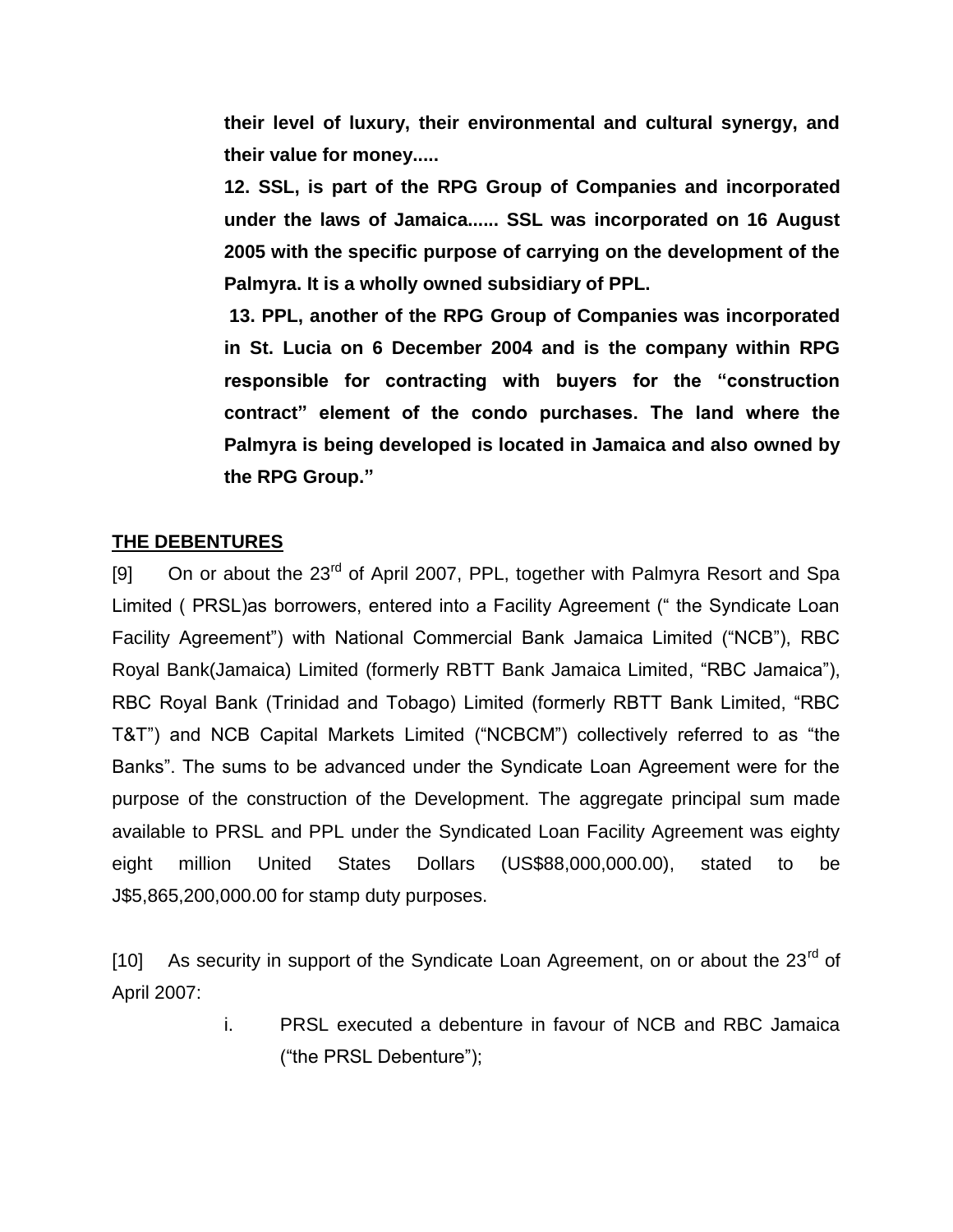> **their level of luxury, their environmental and cultural synergy, and their value for money.....**
>
> **12. SSL, is part of the RPG Group of Companies and incorporated under the laws of Jamaica...... SSL was incorporated on 16 August 2005 with the specific purpose of carrying on the development of the Palmyra. It is a wholly owned subsidiary of PPL.**
>
> **13. PPL, another of the RPG Group of Companies was incorporated in St. Lucia on 6 December 2004 and is the company within RPG responsible for contracting with buyers for the "construction contract" element of the condo purchases. The land where the Palmyra is being developed is located in Jamaica and also owned by the RPG Group."**

**THE DEBENTURES**

[9] On or about the 23rd of April 2007, PPL, together with Palmyra Resort and Spa Limited ( PRSL)as borrowers, entered into a Facility Agreement (" the Syndicate Loan Facility Agreement") with National Commercial Bank Jamaica Limited ("NCB"), RBC Royal Bank(Jamaica) Limited (formerly RBTT Bank Jamaica Limited, "RBC Jamaica"), RBC Royal Bank (Trinidad and Tobago) Limited (formerly RBTT Bank Limited, "RBC T&T") and NCB Capital Markets Limited ("NCBCM") collectively referred to as "the Banks". The sums to be advanced under the Syndicate Loan Agreement were for the purpose of the construction of the Development. The aggregate principal sum made available to PRSL and PPL under the Syndicated Loan Facility Agreement was eighty eight million United States Dollars (US$88,000,000.00), stated to be J$5,865,200,000.00 for stamp duty purposes.

[10] As security in support of the Syndicate Loan Agreement, on or about the 23rd of April 2007:

i. PRSL executed a debenture in favour of NCB and RBC Jamaica ("the PRSL Debenture");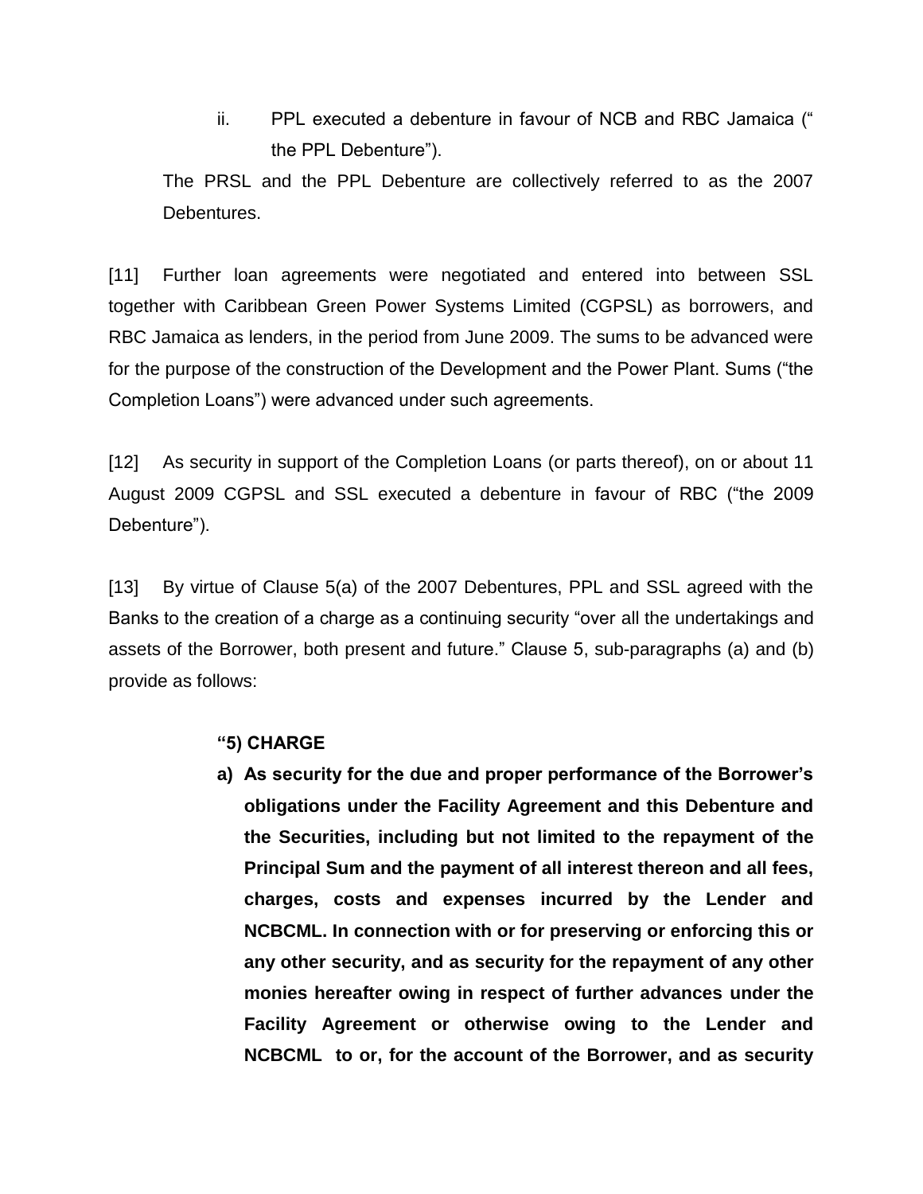ii. PPL executed a debenture in favour of NCB and RBC Jamaica (" the PPL Debenture").

The PRSL and the PPL Debenture are collectively referred to as the 2007 Debentures.

[11] Further loan agreements were negotiated and entered into between SSL together with Caribbean Green Power Systems Limited (CGPSL) as borrowers, and RBC Jamaica as lenders, in the period from June 2009. The sums to be advanced were for the purpose of the construction of the Development and the Power Plant. Sums ("the Completion Loans") were advanced under such agreements.

[12] As security in support of the Completion Loans (or parts thereof), on or about 11 August 2009 CGPSL and SSL executed a debenture in favour of RBC ("the 2009 Debenture").

[13] By virtue of Clause 5(a) of the 2007 Debentures, PPL and SSL agreed with the Banks to the creation of a charge as a continuing security "over all the undertakings and assets of the Borrower, both present and future." Clause 5, sub-paragraphs (a) and (b) provide as follows:

> **"5) CHARGE**
>
> **a) As security for the due and proper performance of the Borrower's obligations under the Facility Agreement and this Debenture and the Securities, including but not limited to the repayment of the Principal Sum and the payment of all interest thereon and all fees, charges, costs and expenses incurred by the Lender and NCBCML. In connection with or for preserving or enforcing this or any other security, and as security for the repayment of any other monies hereafter owing in respect of further advances under the Facility Agreement or otherwise owing to the Lender and NCBCML to or, for the account of the Borrower, and as security**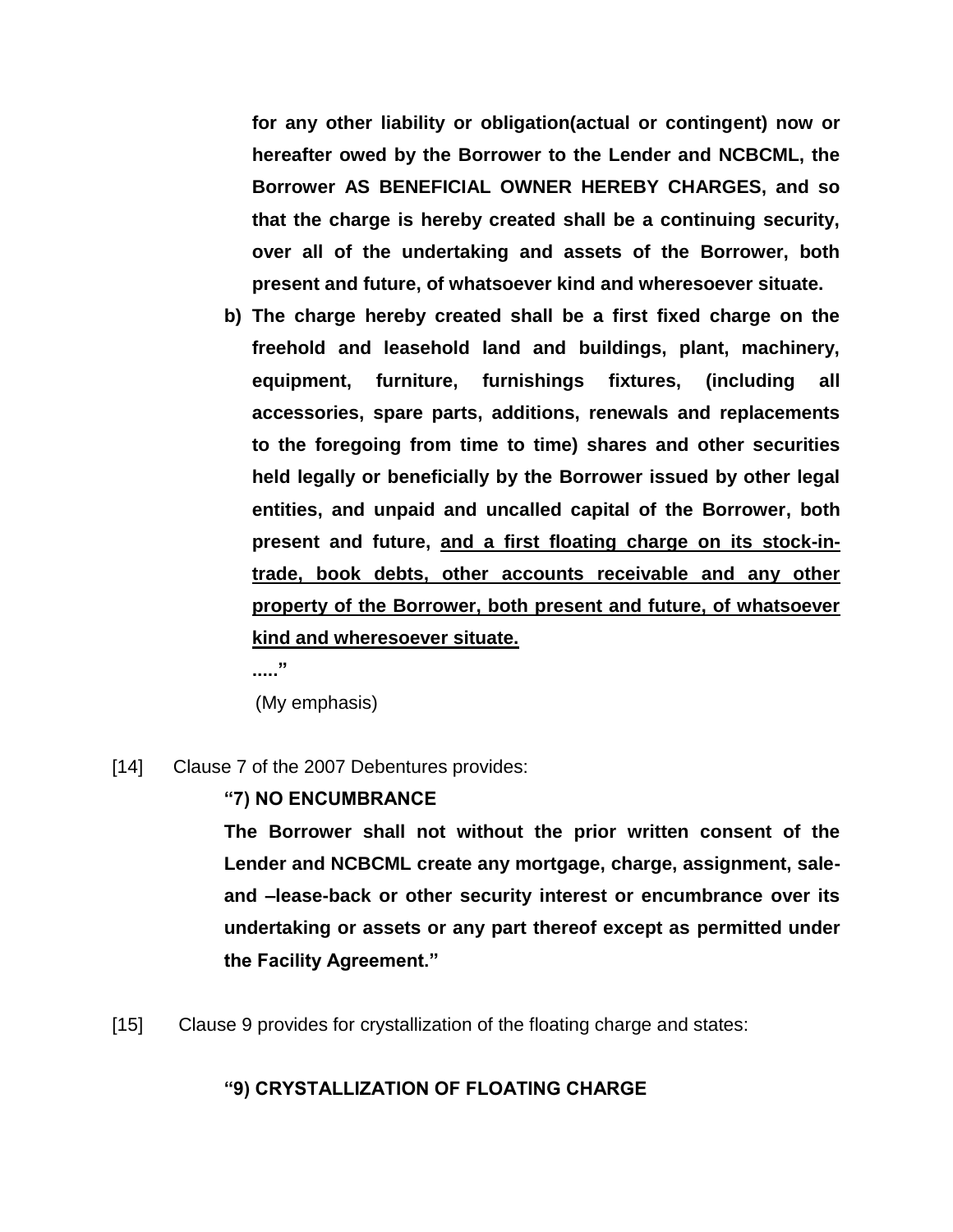**for any other liability or obligation(actual or contingent) now or hereafter owed by the Borrower to the Lender and NCBCML, the Borrower AS BENEFICIAL OWNER HEREBY CHARGES, and so that the charge is hereby created shall be a continuing security, over all of the undertaking and assets of the Borrower, both present and future, of whatsoever kind and wheresoever situate.**

**b) The charge hereby created shall be a first fixed charge on the freehold and leasehold land and buildings, plant, machinery, equipment, furniture, furnishings fixtures, (including all accessories, spare parts, additions, renewals and replacements to the foregoing from time to time) shares and other securities held legally or beneficially by the Borrower issued by other legal entities, and unpaid and uncalled capital of the Borrower, both present and future, <u>and a first floating charge on its stock-in-trade, book debts, other accounts receivable and any other property of the Borrower, both present and future, of whatsoever kind and wheresoever situate.</u>**

**....."**

(My emphasis)

[14] Clause 7 of the 2007 Debentures provides:

**"7) NO ENCUMBRANCE**

**The Borrower shall not without the prior written consent of the Lender and NCBCML create any mortgage, charge, assignment, sale-and –lease-back or other security interest or encumbrance over its undertaking or assets or any part thereof except as permitted under the Facility Agreement."**

[15] Clause 9 provides for crystallization of the floating charge and states:

**"9) CRYSTALLIZATION OF FLOATING CHARGE**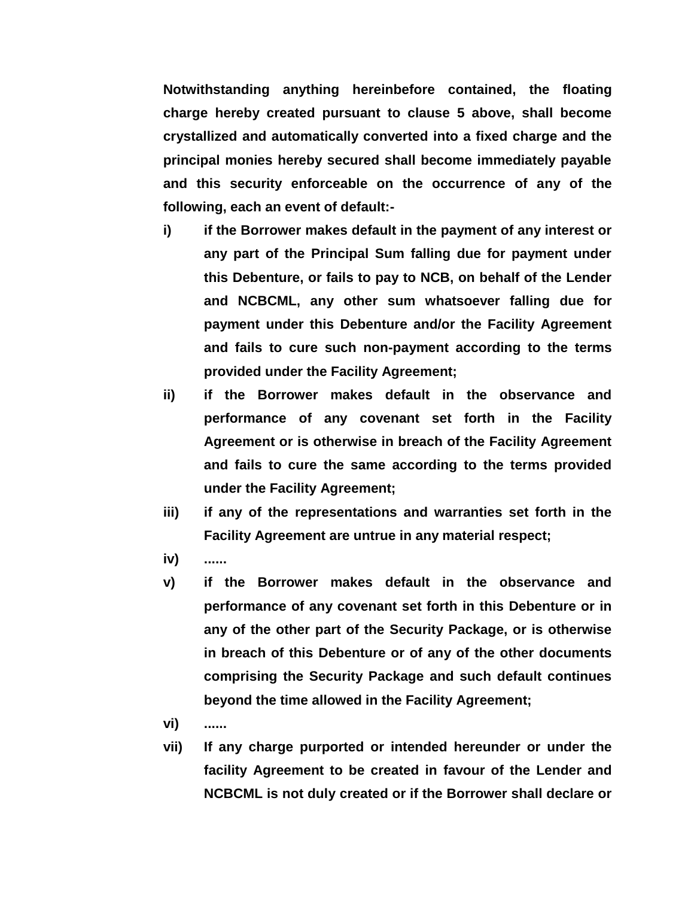**Notwithstanding anything hereinbefore contained, the floating charge hereby created pursuant to clause 5 above, shall become crystallized and automatically converted into a fixed charge and the principal monies hereby secured shall become immediately payable and this security enforceable on the occurrence of any of the following, each an event of default:-**

- **i)** **if the Borrower makes default in the payment of any interest or any part of the Principal Sum falling due for payment under this Debenture, or fails to pay to NCB, on behalf of the Lender and NCBCML, any other sum whatsoever falling due for payment under this Debenture and/or the Facility Agreement and fails to cure such non-payment according to the terms provided under the Facility Agreement;**
- **ii)** **if the Borrower makes default in the observance and performance of any covenant set forth in the Facility Agreement or is otherwise in breach of the Facility Agreement and fails to cure the same according to the terms provided under the Facility Agreement;**
- **iii)** **if any of the representations and warranties set forth in the Facility Agreement are untrue in any material respect;**
- **iv)** **......**
- **v)** **if the Borrower makes default in the observance and performance of any covenant set forth in this Debenture or in any of the other part of the Security Package, or is otherwise in breach of this Debenture or of any of the other documents comprising the Security Package and such default continues beyond the time allowed in the Facility Agreement;**
- **vi)** **......**
- **vii)** **If any charge purported or intended hereunder or under the facility Agreement to be created in favour of the Lender and NCBCML is not duly created or if the Borrower shall declare or**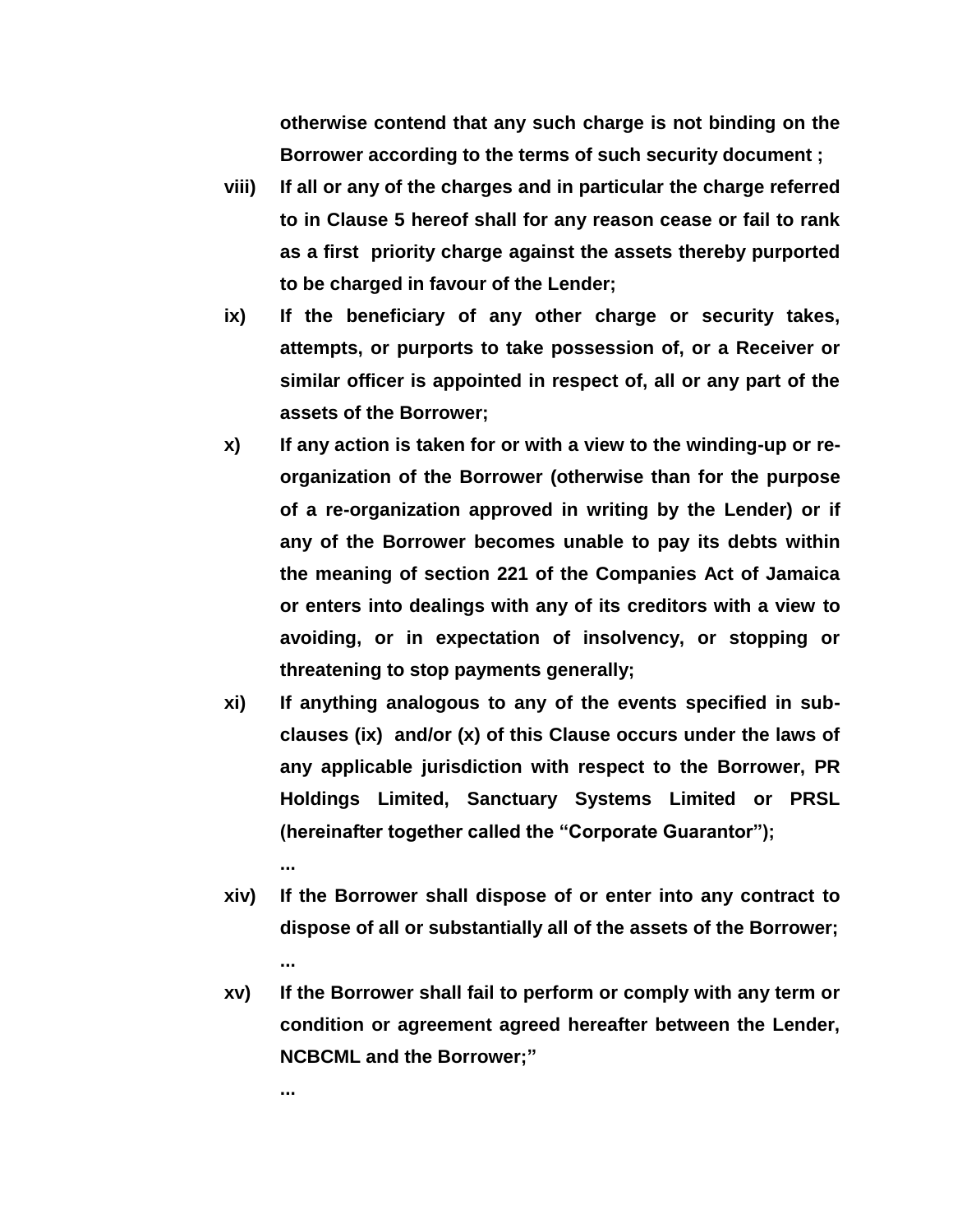**otherwise contend that any such charge is not binding on the Borrower according to the terms of such security document ;**

**viii)** **If all or any of the charges and in particular the charge referred to in Clause 5 hereof shall for any reason cease or fail to rank as a first priority charge against the assets thereby purported to be charged in favour of the Lender;**

**ix)** **If the beneficiary of any other charge or security takes, attempts, or purports to take possession of, or a Receiver or similar officer is appointed in respect of, all or any part of the assets of the Borrower;**

**x)** **If any action is taken for or with a view to the winding-up or re-organization of the Borrower (otherwise than for the purpose of a re-organization approved in writing by the Lender) or if any of the Borrower becomes unable to pay its debts within the meaning of section 221 of the Companies Act of Jamaica or enters into dealings with any of its creditors with a view to avoiding, or in expectation of insolvency, or stopping or threatening to stop payments generally;**

**xi)** **If anything analogous to any of the events specified in sub-clauses (ix) and/or (x) of this Clause occurs under the laws of any applicable jurisdiction with respect to the Borrower, PR Holdings Limited, Sanctuary Systems Limited or PRSL (hereinafter together called the "Corporate Guarantor");**

**...**

**xiv)** **If the Borrower shall dispose of or enter into any contract to dispose of all or substantially all of the assets of the Borrower;**

**...**

**xv)** **If the Borrower shall fail to perform or comply with any term or condition or agreement agreed hereafter between the Lender, NCBCML and the Borrower;"**

**...**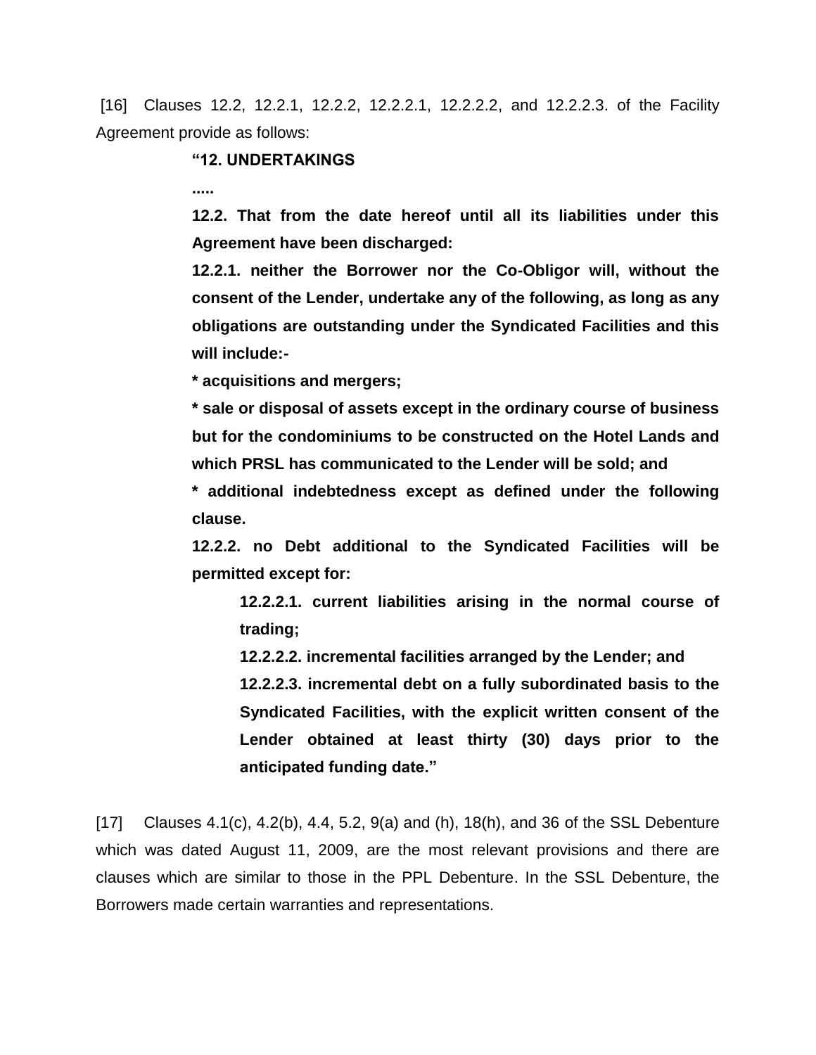[16] Clauses 12.2, 12.2.1, 12.2.2, 12.2.2.1, 12.2.2.2, and 12.2.2.3. of the Facility Agreement provide as follows:

> **"12. UNDERTAKINGS**
>
> **.....**
>
> **12.2. That from the date hereof until all its liabilities under this Agreement have been discharged:**
>
> **12.2.1. neither the Borrower nor the Co-Obligor will, without the consent of the Lender, undertake any of the following, as long as any obligations are outstanding under the Syndicated Facilities and this will include:-**
>
> **\* acquisitions and mergers;**
>
> **\* sale or disposal of assets except in the ordinary course of business but for the condominiums to be constructed on the Hotel Lands and which PRSL has communicated to the Lender will be sold; and**
>
> **\* additional indebtedness except as defined under the following clause.**
>
> **12.2.2. no Debt additional to the Syndicated Facilities will be permitted except for:**
>
> > **12.2.2.1. current liabilities arising in the normal course of trading;**
> >
> > **12.2.2.2. incremental facilities arranged by the Lender; and**
> >
> > **12.2.2.3. incremental debt on a fully subordinated basis to the Syndicated Facilities, with the explicit written consent of the Lender obtained at least thirty (30) days prior to the anticipated funding date."**

[17] Clauses 4.1(c), 4.2(b), 4.4, 5.2, 9(a) and (h), 18(h), and 36 of the SSL Debenture which was dated August 11, 2009, are the most relevant provisions and there are clauses which are similar to those in the PPL Debenture. In the SSL Debenture, the Borrowers made certain warranties and representations.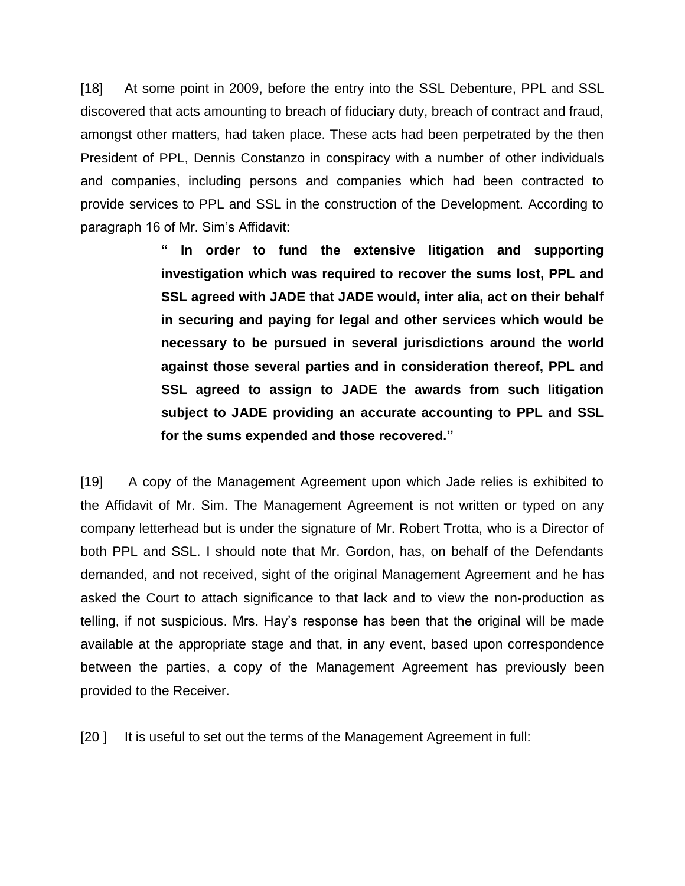[18] At some point in 2009, before the entry into the SSL Debenture, PPL and SSL discovered that acts amounting to breach of fiduciary duty, breach of contract and fraud, amongst other matters, had taken place. These acts had been perpetrated by the then President of PPL, Dennis Constanzo in conspiracy with a number of other individuals and companies, including persons and companies which had been contracted to provide services to PPL and SSL in the construction of the Development. According to paragraph 16 of Mr. Sim's Affidavit:

> **" In order to fund the extensive litigation and supporting investigation which was required to recover the sums lost, PPL and SSL agreed with JADE that JADE would, inter alia, act on their behalf in securing and paying for legal and other services which would be necessary to be pursued in several jurisdictions around the world against those several parties and in consideration thereof, PPL and SSL agreed to assign to JADE the awards from such litigation subject to JADE providing an accurate accounting to PPL and SSL for the sums expended and those recovered."**

[19] A copy of the Management Agreement upon which Jade relies is exhibited to the Affidavit of Mr. Sim. The Management Agreement is not written or typed on any company letterhead but is under the signature of Mr. Robert Trotta, who is a Director of both PPL and SSL. I should note that Mr. Gordon, has, on behalf of the Defendants demanded, and not received, sight of the original Management Agreement and he has asked the Court to attach significance to that lack and to view the non-production as telling, if not suspicious. Mrs. Hay's response has been that the original will be made available at the appropriate stage and that, in any event, based upon correspondence between the parties, a copy of the Management Agreement has previously been provided to the Receiver.

[20 ] It is useful to set out the terms of the Management Agreement in full: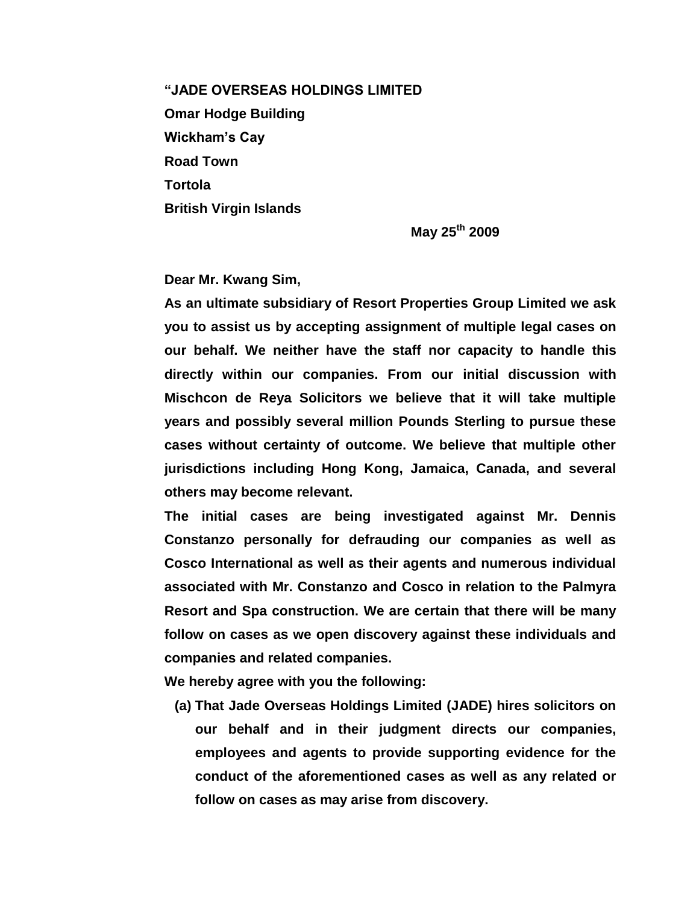**“JADE OVERSEAS HOLDINGS LIMITED**
**Omar Hodge Building**
**Wickham’s Cay**
**Road Town**
**Tortola**
**British Virgin Islands**

**May 25th 2009**

**Dear Mr. Kwang Sim,**

**As an ultimate subsidiary of Resort Properties Group Limited we ask you to assist us by accepting assignment of multiple legal cases on our behalf. We neither have the staff nor capacity to handle this directly within our companies. From our initial discussion with Mischcon de Reya Solicitors we believe that it will take multiple years and possibly several million Pounds Sterling to pursue these cases without certainty of outcome. We believe that multiple other jurisdictions including Hong Kong, Jamaica, Canada, and several others may become relevant.**

**The initial cases are being investigated against Mr. Dennis Constanzo personally for defrauding our companies as well as Cosco International as well as their agents and numerous individual associated with Mr. Constanzo and Cosco in relation to the Palmyra Resort and Spa construction. We are certain that there will be many follow on cases as we open discovery against these individuals and companies and related companies.**

**We hereby agree with you the following:**

**(a) That Jade Overseas Holdings Limited (JADE) hires solicitors on our behalf and in their judgment directs our companies, employees and agents to provide supporting evidence for the conduct of the aforementioned cases as well as any related or follow on cases as may arise from discovery.**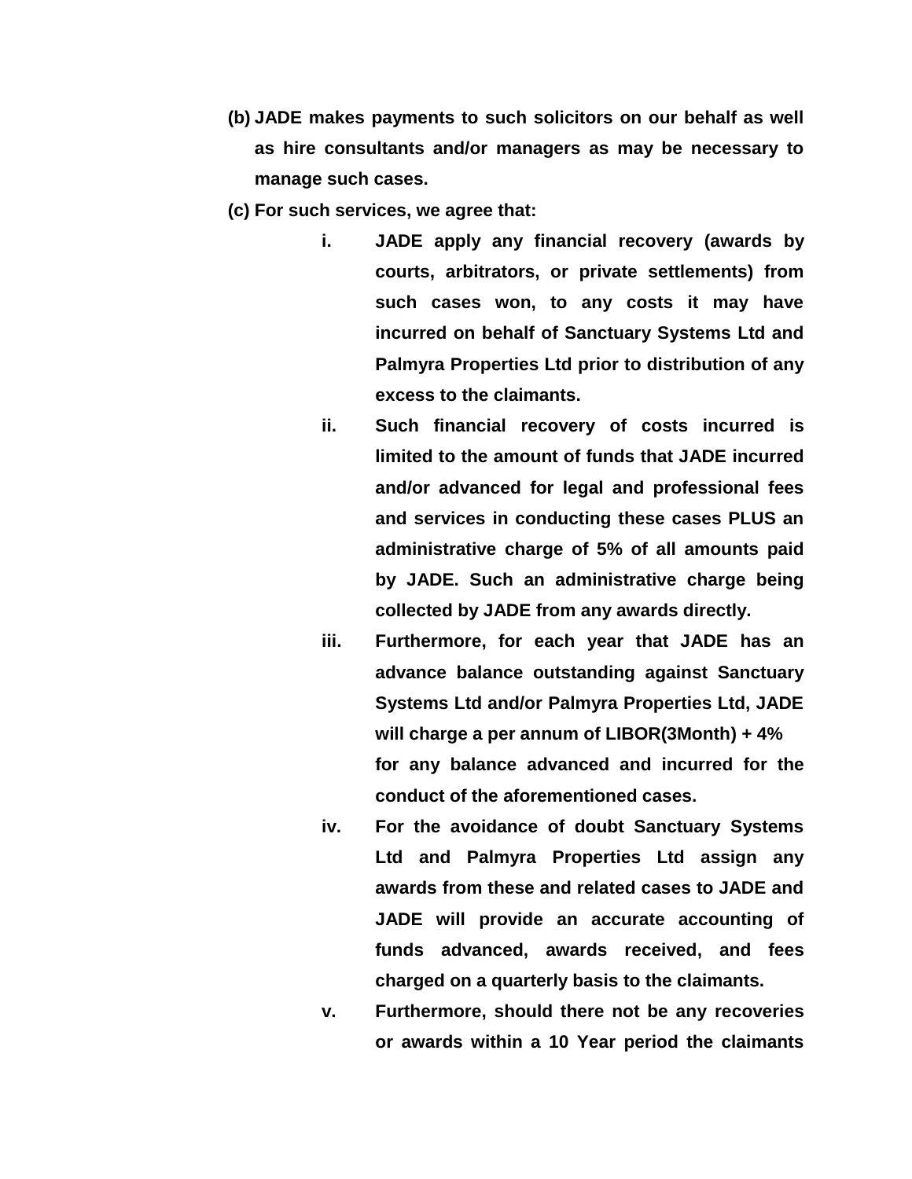**(b) JADE makes payments to such solicitors on our behalf as well as hire consultants and/or managers as may be necessary to manage such cases.**

**(c) For such services, we agree that:**

- **i.** **JADE apply any financial recovery (awards by courts, arbitrators, or private settlements) from such cases won, to any costs it may have incurred on behalf of Sanctuary Systems Ltd and Palmyra Properties Ltd prior to distribution of any excess to the claimants.**
- **ii.** **Such financial recovery of costs incurred is limited to the amount of funds that JADE incurred and/or advanced for legal and professional fees and services in conducting these cases PLUS an administrative charge of 5% of all amounts paid by JADE. Such an administrative charge being collected by JADE from any awards directly.**
- **iii.** **Furthermore, for each year that JADE has an advance balance outstanding against Sanctuary Systems Ltd and/or Palmyra Properties Ltd, JADE will charge a per annum of LIBOR(3Month) + 4% for any balance advanced and incurred for the conduct of the aforementioned cases.**
- **iv.** **For the avoidance of doubt Sanctuary Systems Ltd and Palmyra Properties Ltd assign any awards from these and related cases to JADE and JADE will provide an accurate accounting of funds advanced, awards received, and fees charged on a quarterly basis to the claimants.**
- **v.** **Furthermore, should there not be any recoveries or awards within a 10 Year period the claimants**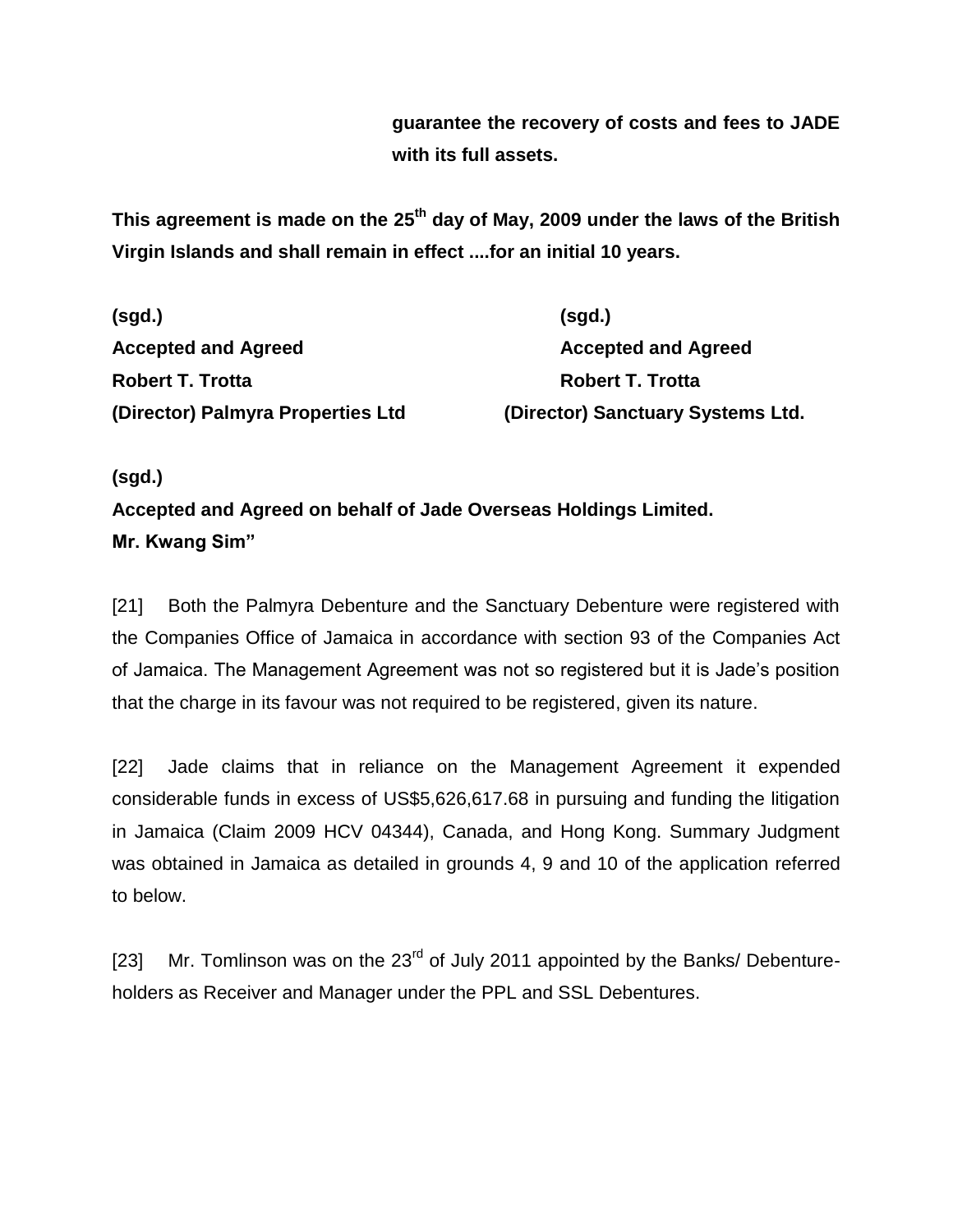**guarantee the recovery of costs and fees to JADE with its full assets.**

**This agreement is made on the 25th day of May, 2009 under the laws of the British Virgin Islands and shall remain in effect ....for an initial 10 years.**

| | |
|---|---|
| **(sgd.)** | **(sgd.)** |
| **Accepted and Agreed** | **Accepted and Agreed** |
| **Robert T. Trotta** | **Robert T. Trotta** |
| **(Director) Palmyra Properties Ltd** | **(Director) Sanctuary Systems Ltd.** |

**(sgd.)**
**Accepted and Agreed on behalf of Jade Overseas Holdings Limited.**
**Mr. Kwang Sim"**

[21] Both the Palmyra Debenture and the Sanctuary Debenture were registered with the Companies Office of Jamaica in accordance with section 93 of the Companies Act of Jamaica. The Management Agreement was not so registered but it is Jade's position that the charge in its favour was not required to be registered, given its nature.

[22] Jade claims that in reliance on the Management Agreement it expended considerable funds in excess of US$5,626,617.68 in pursuing and funding the litigation in Jamaica (Claim 2009 HCV 04344), Canada, and Hong Kong. Summary Judgment was obtained in Jamaica as detailed in grounds 4, 9 and 10 of the application referred to below.

[23] Mr. Tomlinson was on the 23rd of July 2011 appointed by the Banks/ Debenture-holders as Receiver and Manager under the PPL and SSL Debentures.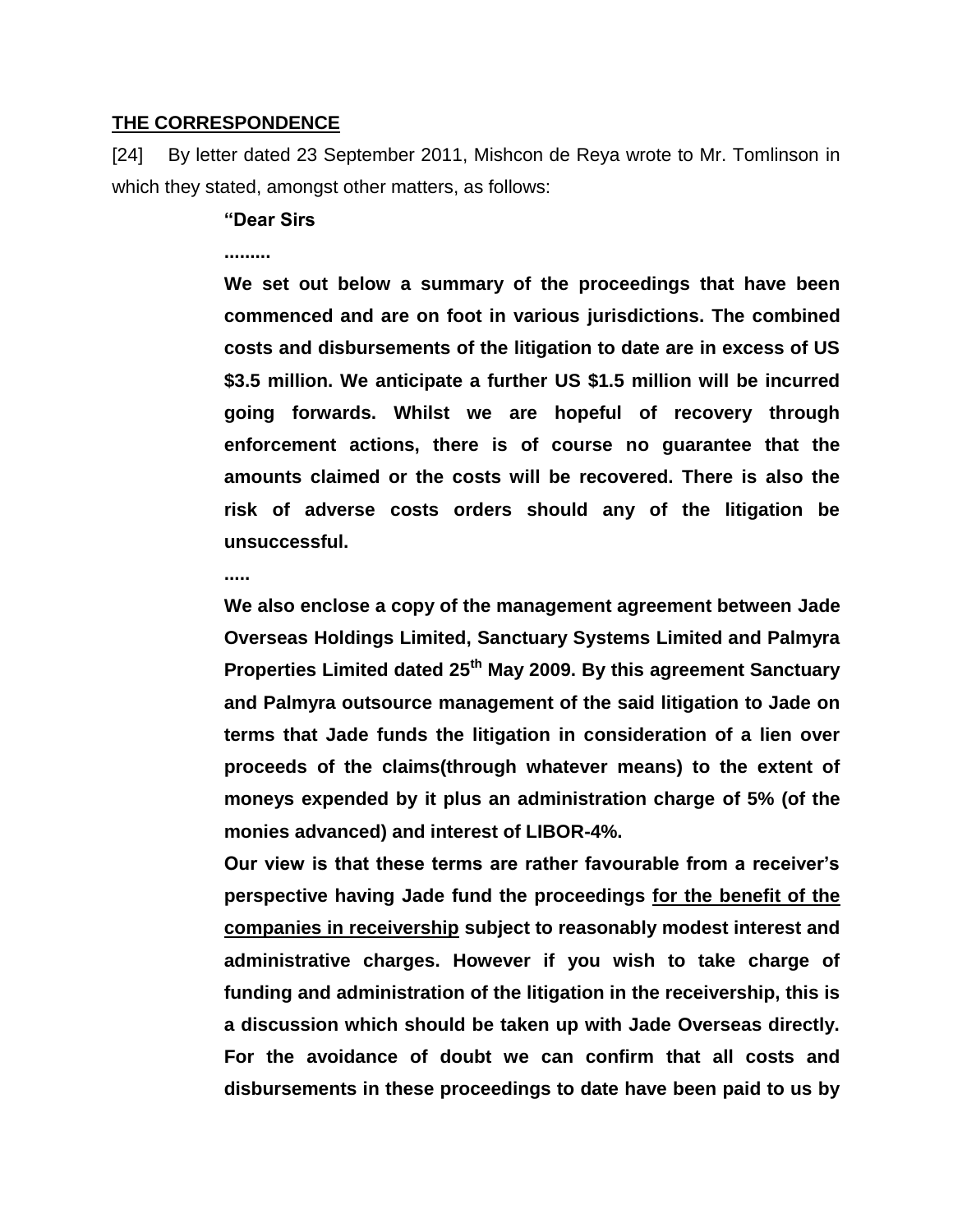**THE CORRESPONDENCE**

[24] By letter dated 23 September 2011, Mishcon de Reya wrote to Mr. Tomlinson in which they stated, amongst other matters, as follows:

> **"Dear Sirs**
>
> **.........**
>
> **We set out below a summary of the proceedings that have been commenced and are on foot in various jurisdictions. The combined costs and disbursements of the litigation to date are in excess of US $3.5 million. We anticipate a further US $1.5 million will be incurred going forwards. Whilst we are hopeful of recovery through enforcement actions, there is of course no guarantee that the amounts claimed or the costs will be recovered. There is also the risk of adverse costs orders should any of the litigation be unsuccessful.**
>
> **.....**
>
> **We also enclose a copy of the management agreement between Jade Overseas Holdings Limited, Sanctuary Systems Limited and Palmyra Properties Limited dated 25th May 2009. By this agreement Sanctuary and Palmyra outsource management of the said litigation to Jade on terms that Jade funds the litigation in consideration of a lien over proceeds of the claims(through whatever means) to the extent of moneys expended by it plus an administration charge of 5% (of the monies advanced) and interest of LIBOR-4%.**
>
> **Our view is that these terms are rather favourable from a receiver's perspective having Jade fund the proceedings <u>for the benefit of the companies in receivership</u> subject to reasonably modest interest and administrative charges. However if you wish to take charge of funding and administration of the litigation in the receivership, this is a discussion which should be taken up with Jade Overseas directly. For the avoidance of doubt we can confirm that all costs and disbursements in these proceedings to date have been paid to us by**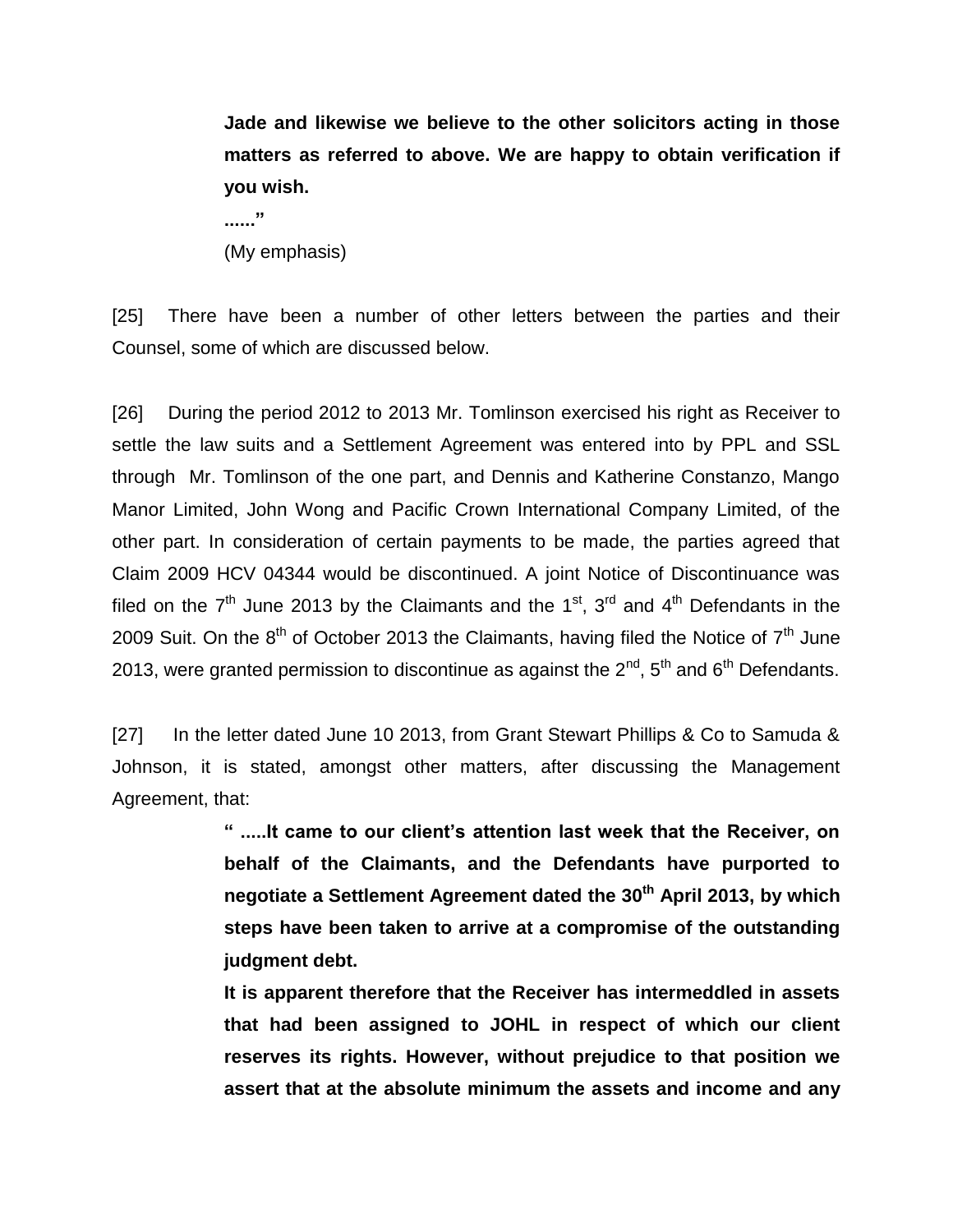> **Jade and likewise we believe to the other solicitors acting in those matters as referred to above. We are happy to obtain verification if you wish.**
>
> **......"**
>
> (My emphasis)

[25] There have been a number of other letters between the parties and their Counsel, some of which are discussed below.

[26] During the period 2012 to 2013 Mr. Tomlinson exercised his right as Receiver to settle the law suits and a Settlement Agreement was entered into by PPL and SSL through Mr. Tomlinson of the one part, and Dennis and Katherine Constanzo, Mango Manor Limited, John Wong and Pacific Crown International Company Limited, of the other part. In consideration of certain payments to be made, the parties agreed that Claim 2009 HCV 04344 would be discontinued. A joint Notice of Discontinuance was filed on the 7th June 2013 by the Claimants and the 1st, 3rd and 4th Defendants in the 2009 Suit. On the 8th of October 2013 the Claimants, having filed the Notice of 7th June 2013, were granted permission to discontinue as against the 2nd, 5th and 6th Defendants.

[27] In the letter dated June 10 2013, from Grant Stewart Phillips & Co to Samuda & Johnson, it is stated, amongst other matters, after discussing the Management Agreement, that:

> **" .....It came to our client's attention last week that the Receiver, on behalf of the Claimants, and the Defendants have purported to negotiate a Settlement Agreement dated the 30th April 2013, by which steps have been taken to arrive at a compromise of the outstanding judgment debt.**
>
> **It is apparent therefore that the Receiver has intermeddled in assets that had been assigned to JOHL in respect of which our client reserves its rights. However, without prejudice to that position we assert that at the absolute minimum the assets and income and any**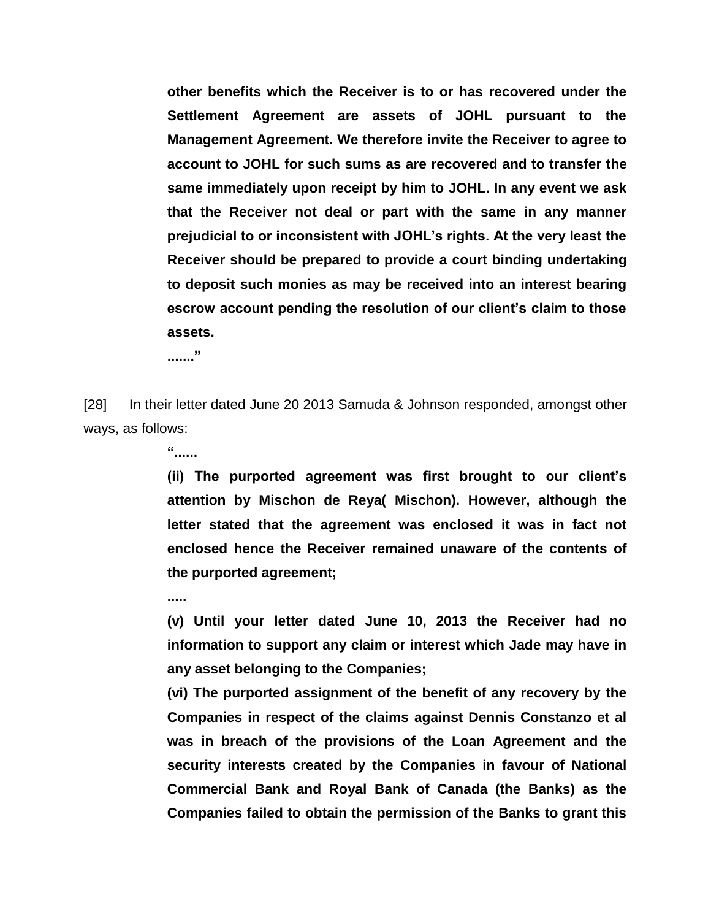**other benefits which the Receiver is to or has recovered under the Settlement Agreement are assets of JOHL pursuant to the Management Agreement. We therefore invite the Receiver to agree to account to JOHL for such sums as are recovered and to transfer the same immediately upon receipt by him to JOHL. In any event we ask that the Receiver not deal or part with the same in any manner prejudicial to or inconsistent with JOHL's rights. At the very least the Receiver should be prepared to provide a court binding undertaking to deposit such monies as may be received into an interest bearing escrow account pending the resolution of our client's claim to those assets.**

**......."**

[28] In their letter dated June 20 2013 Samuda & Johnson responded, amongst other ways, as follows:

**"......**

**(ii) The purported agreement was first brought to our client's attention by Mischon de Reya( Mischon). However, although the letter stated that the agreement was enclosed it was in fact not enclosed hence the Receiver remained unaware of the contents of the purported agreement;**

**.....**

**(v) Until your letter dated June 10, 2013 the Receiver had no information to support any claim or interest which Jade may have in any asset belonging to the Companies;**

**(vi) The purported assignment of the benefit of any recovery by the Companies in respect of the claims against Dennis Constanzo et al was in breach of the provisions of the Loan Agreement and the security interests created by the Companies in favour of National Commercial Bank and Royal Bank of Canada (the Banks) as the Companies failed to obtain the permission of the Banks to grant this**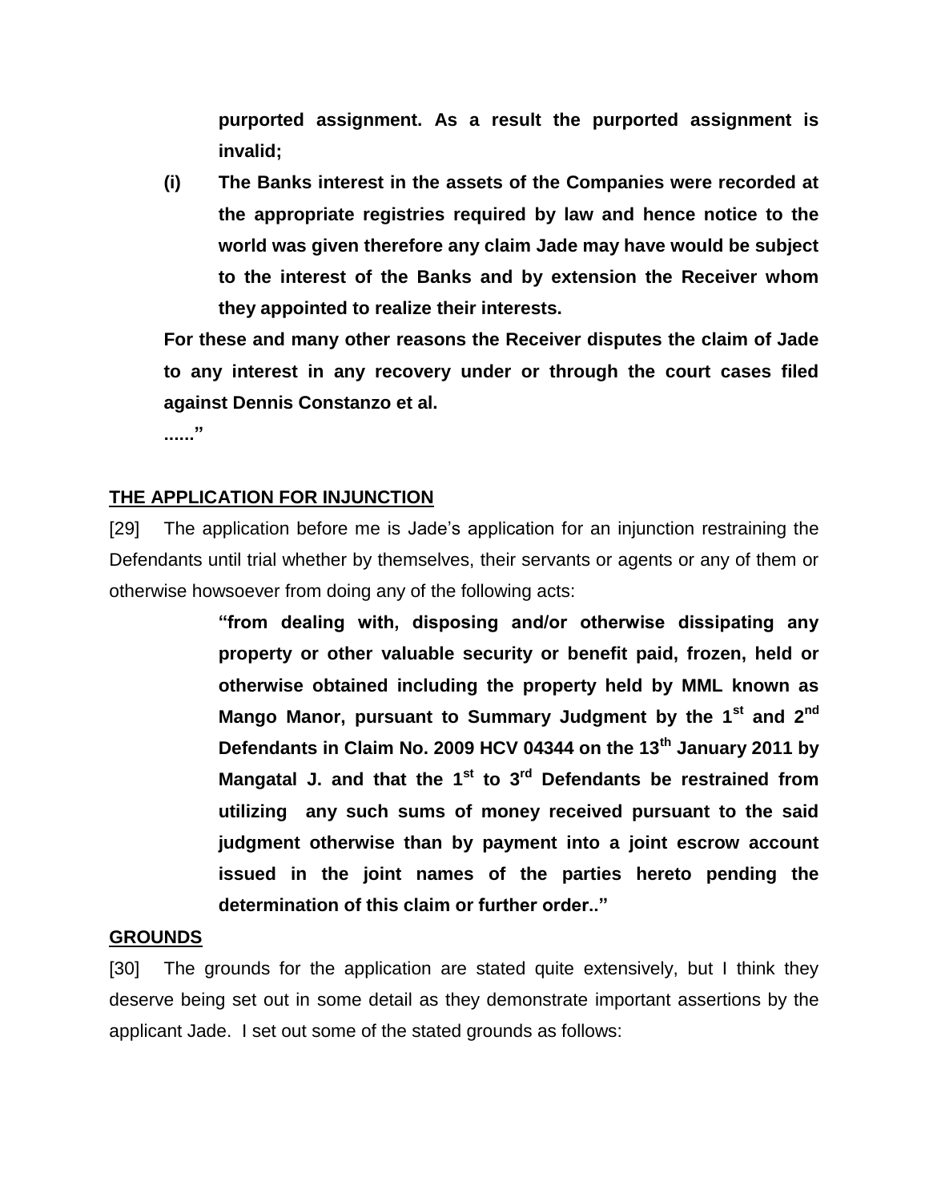**purported assignment. As a result the purported assignment is invalid;**

**(i) The Banks interest in the assets of the Companies were recorded at the appropriate registries required by law and hence notice to the world was given therefore any claim Jade may have would be subject to the interest of the Banks and by extension the Receiver whom they appointed to realize their interests.**

**For these and many other reasons the Receiver disputes the claim of Jade to any interest in any recovery under or through the court cases filed against Dennis Constanzo et al.**

**......"**

## THE APPLICATION FOR INJUNCTION

[29] The application before me is Jade's application for an injunction restraining the Defendants until trial whether by themselves, their servants or agents or any of them or otherwise howsoever from doing any of the following acts:

> **"from dealing with, disposing and/or otherwise dissipating any property or other valuable security or benefit paid, frozen, held or otherwise obtained including the property held by MML known as Mango Manor, pursuant to Summary Judgment by the 1st and 2nd Defendants in Claim No. 2009 HCV 04344 on the 13th January 2011 by Mangatal J. and that the 1st to 3rd Defendants be restrained from utilizing any such sums of money received pursuant to the said judgment otherwise than by payment into a joint escrow account issued in the joint names of the parties hereto pending the determination of this claim or further order.."**

## GROUNDS

[30] The grounds for the application are stated quite extensively, but I think they deserve being set out in some detail as they demonstrate important assertions by the applicant Jade. I set out some of the stated grounds as follows: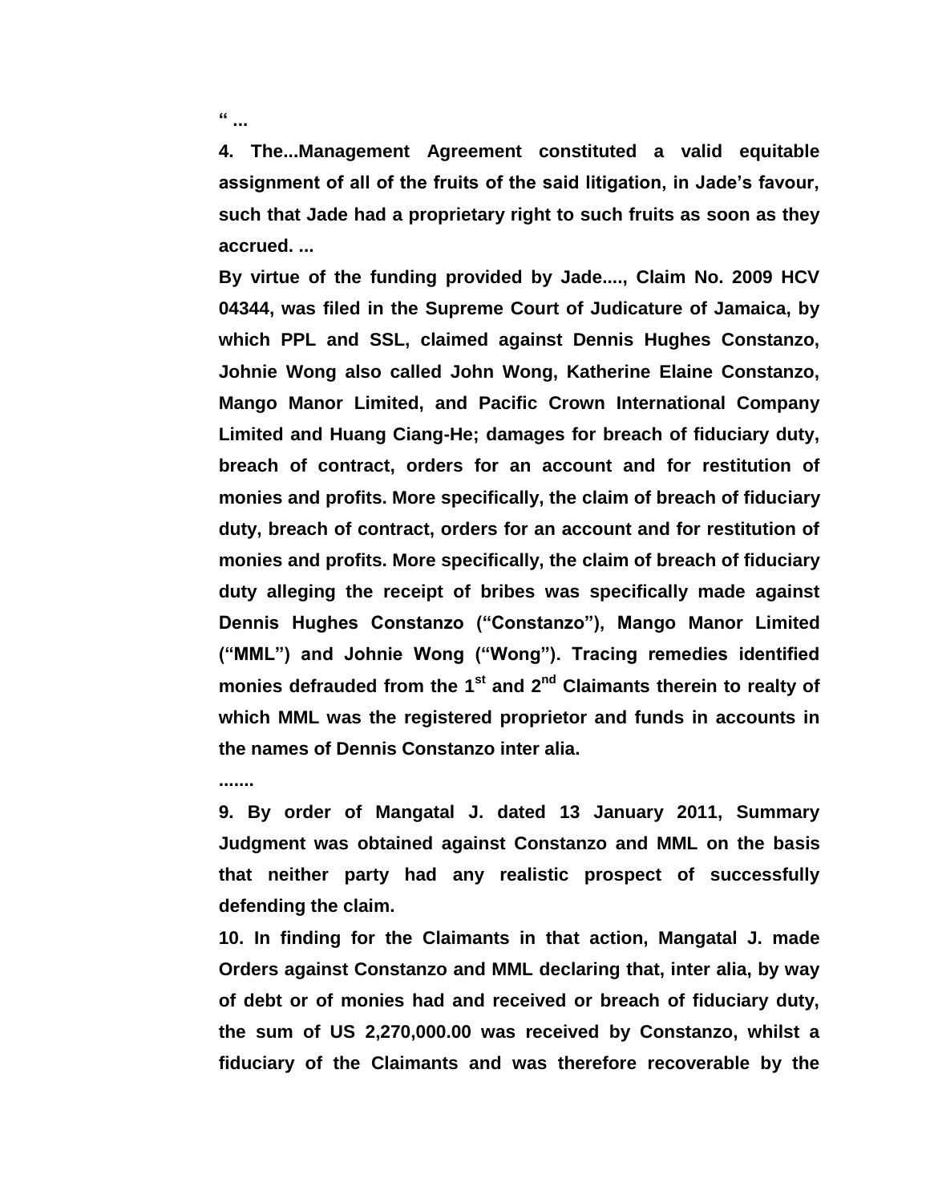**" ...**

**4. The...Management Agreement constituted a valid equitable assignment of all of the fruits of the said litigation, in Jade's favour, such that Jade had a proprietary right to such fruits as soon as they accrued. ...**

**By virtue of the funding provided by Jade...., Claim No. 2009 HCV 04344, was filed in the Supreme Court of Judicature of Jamaica, by which PPL and SSL, claimed against Dennis Hughes Constanzo, Johnie Wong also called John Wong, Katherine Elaine Constanzo, Mango Manor Limited, and Pacific Crown International Company Limited and Huang Ciang-He; damages for breach of fiduciary duty, breach of contract, orders for an account and for restitution of monies and profits. More specifically, the claim of breach of fiduciary duty, breach of contract, orders for an account and for restitution of monies and profits. More specifically, the claim of breach of fiduciary duty alleging the receipt of bribes was specifically made against Dennis Hughes Constanzo ("Constanzo"), Mango Manor Limited ("MML") and Johnie Wong ("Wong"). Tracing remedies identified monies defrauded from the 1st and 2nd Claimants therein to realty of which MML was the registered proprietor and funds in accounts in the names of Dennis Constanzo inter alia.**

**.......**

**9. By order of Mangatal J. dated 13 January 2011, Summary Judgment was obtained against Constanzo and MML on the basis that neither party had any realistic prospect of successfully defending the claim.**

**10. In finding for the Claimants in that action, Mangatal J. made Orders against Constanzo and MML declaring that, inter alia, by way of debt or of monies had and received or breach of fiduciary duty, the sum of US 2,270,000.00 was received by Constanzo, whilst a fiduciary of the Claimants and was therefore recoverable by the**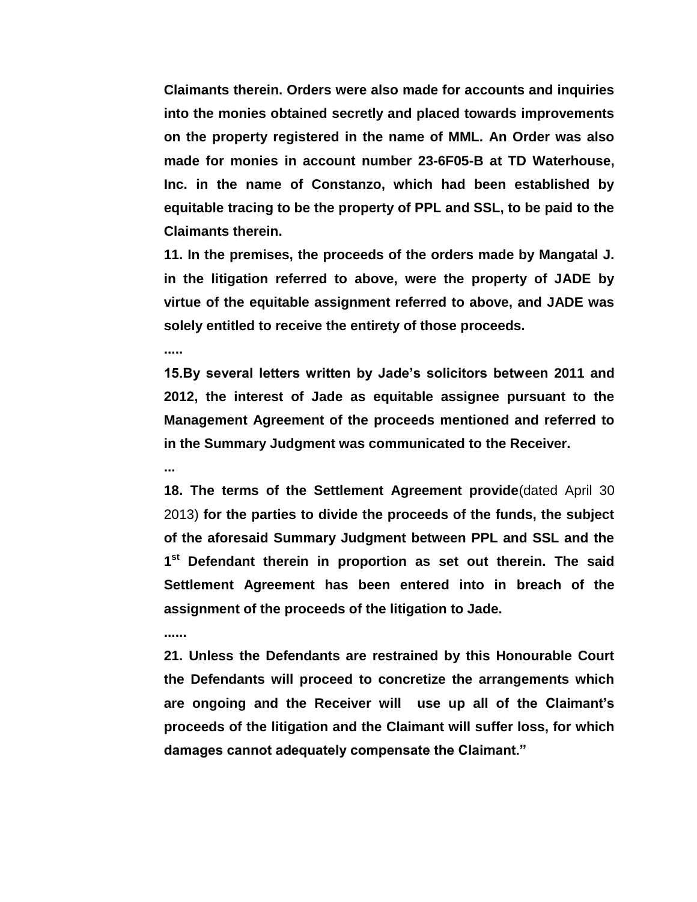**Claimants therein. Orders were also made for accounts and inquiries into the monies obtained secretly and placed towards improvements on the property registered in the name of MML. An Order was also made for monies in account number 23-6F05-B at TD Waterhouse, Inc. in the name of Constanzo, which had been established by equitable tracing to be the property of PPL and SSL, to be paid to the Claimants therein.**

**11. In the premises, the proceeds of the orders made by Mangatal J. in the litigation referred to above, were the property of JADE by virtue of the equitable assignment referred to above, and JADE was solely entitled to receive the entirety of those proceeds.**

**.....**

**15.By several letters written by Jade's solicitors between 2011 and 2012, the interest of Jade as equitable assignee pursuant to the Management Agreement of the proceeds mentioned and referred to in the Summary Judgment was communicated to the Receiver.**

**...**

**18. The terms of the Settlement Agreement provide**(dated April 30 2013) **for the parties to divide the proceeds of the funds, the subject of the aforesaid Summary Judgment between PPL and SSL and the 1st Defendant therein in proportion as set out therein. The said Settlement Agreement has been entered into in breach of the assignment of the proceeds of the litigation to Jade.**

**......**

**21. Unless the Defendants are restrained by this Honourable Court the Defendants will proceed to concretize the arrangements which are ongoing and the Receiver will use up all of the Claimant's proceeds of the litigation and the Claimant will suffer loss, for which damages cannot adequately compensate the Claimant."**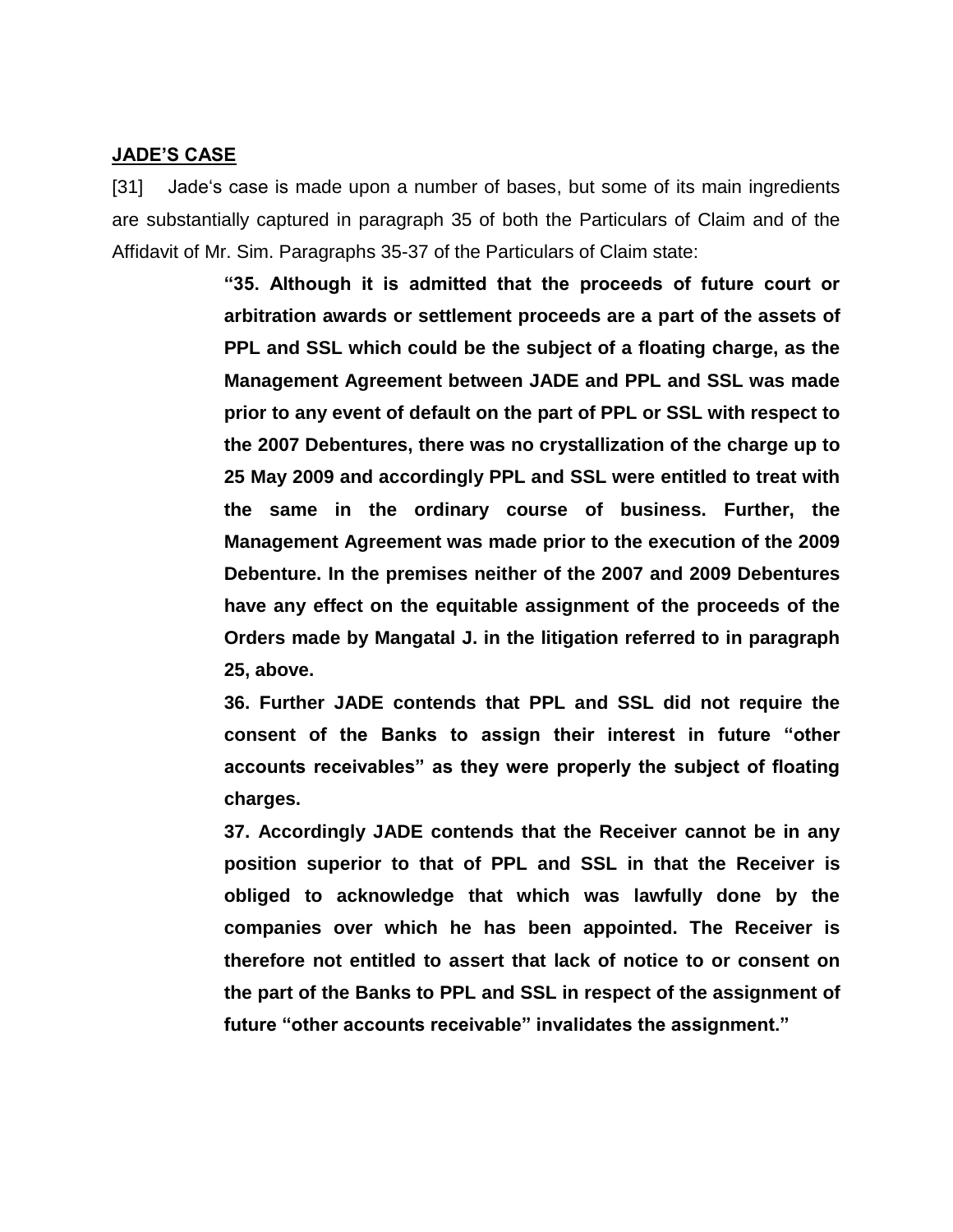**JADE'S CASE**

[31] Jade's case is made upon a number of bases, but some of its main ingredients are substantially captured in paragraph 35 of both the Particulars of Claim and of the Affidavit of Mr. Sim. Paragraphs 35-37 of the Particulars of Claim state:

> **"35. Although it is admitted that the proceeds of future court or arbitration awards or settlement proceeds are a part of the assets of PPL and SSL which could be the subject of a floating charge, as the Management Agreement between JADE and PPL and SSL was made prior to any event of default on the part of PPL or SSL with respect to the 2007 Debentures, there was no crystallization of the charge up to 25 May 2009 and accordingly PPL and SSL were entitled to treat with the same in the ordinary course of business. Further, the Management Agreement was made prior to the execution of the 2009 Debenture. In the premises neither of the 2007 and 2009 Debentures have any effect on the equitable assignment of the proceeds of the Orders made by Mangatal J. in the litigation referred to in paragraph 25, above.**
>
> **36. Further JADE contends that PPL and SSL did not require the consent of the Banks to assign their interest in future "other accounts receivables" as they were properly the subject of floating charges.**
>
> **37. Accordingly JADE contends that the Receiver cannot be in any position superior to that of PPL and SSL in that the Receiver is obliged to acknowledge that which was lawfully done by the companies over which he has been appointed. The Receiver is therefore not entitled to assert that lack of notice to or consent on the part of the Banks to PPL and SSL in respect of the assignment of future "other accounts receivable" invalidates the assignment."**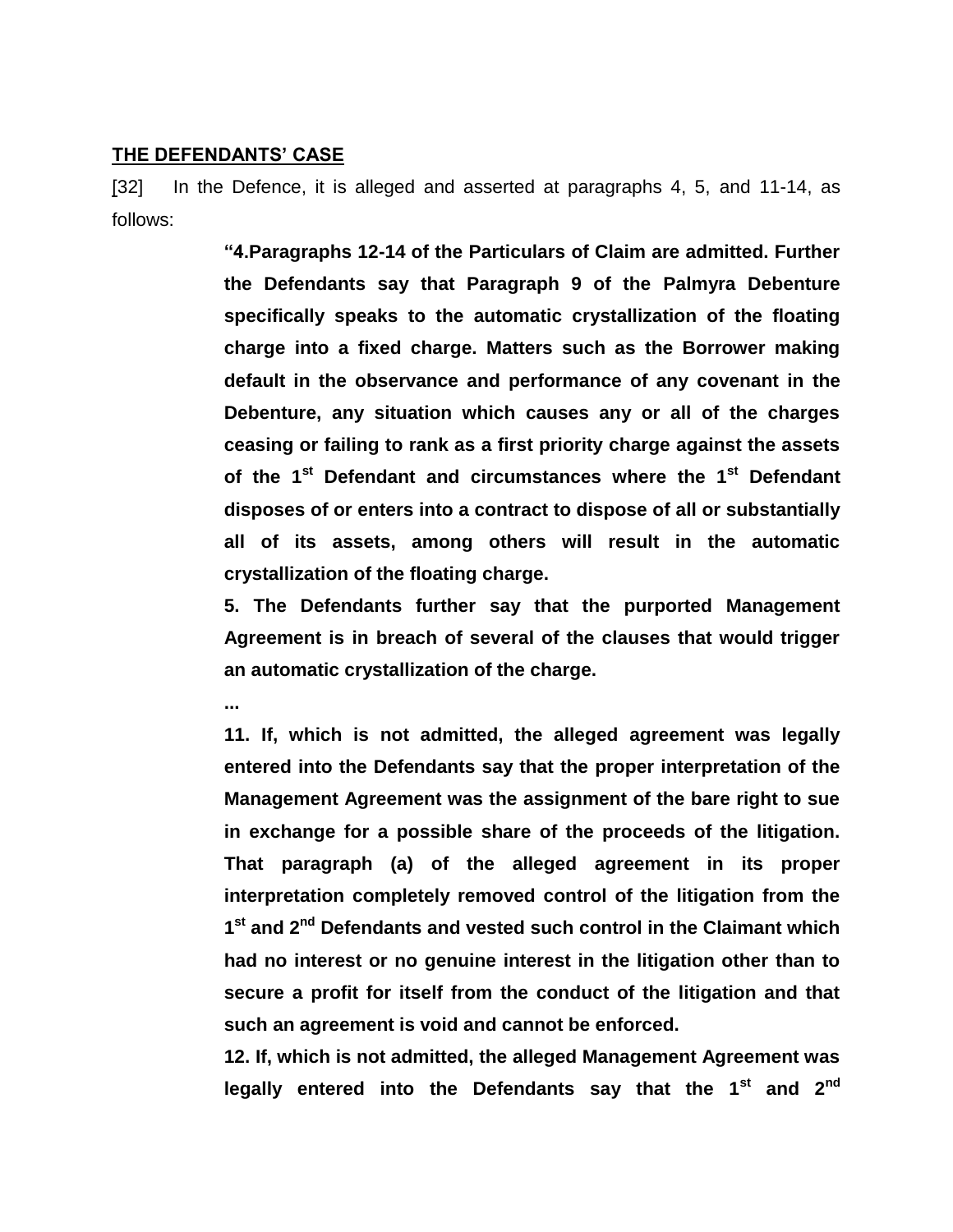## THE DEFENDANTS' CASE

[32] In the Defence, it is alleged and asserted at paragraphs 4, 5, and 11-14, as follows:

> **"4.Paragraphs 12-14 of the Particulars of Claim are admitted. Further the Defendants say that Paragraph 9 of the Palmyra Debenture specifically speaks to the automatic crystallization of the floating charge into a fixed charge. Matters such as the Borrower making default in the observance and performance of any covenant in the Debenture, any situation which causes any or all of the charges ceasing or failing to rank as a first priority charge against the assets of the 1st Defendant and circumstances where the 1st Defendant disposes of or enters into a contract to dispose of all or substantially all of its assets, among others will result in the automatic crystallization of the floating charge.**
>
> **5. The Defendants further say that the purported Management Agreement is in breach of several of the clauses that would trigger an automatic crystallization of the charge.**
>
> **...**
>
> **11. If, which is not admitted, the alleged agreement was legally entered into the Defendants say that the proper interpretation of the Management Agreement was the assignment of the bare right to sue in exchange for a possible share of the proceeds of the litigation. That paragraph (a) of the alleged agreement in its proper interpretation completely removed control of the litigation from the 1st and 2nd Defendants and vested such control in the Claimant which had no interest or no genuine interest in the litigation other than to secure a profit for itself from the conduct of the litigation and that such an agreement is void and cannot be enforced.**
>
> **12. If, which is not admitted, the alleged Management Agreement was legally entered into the Defendants say that the 1st and 2nd**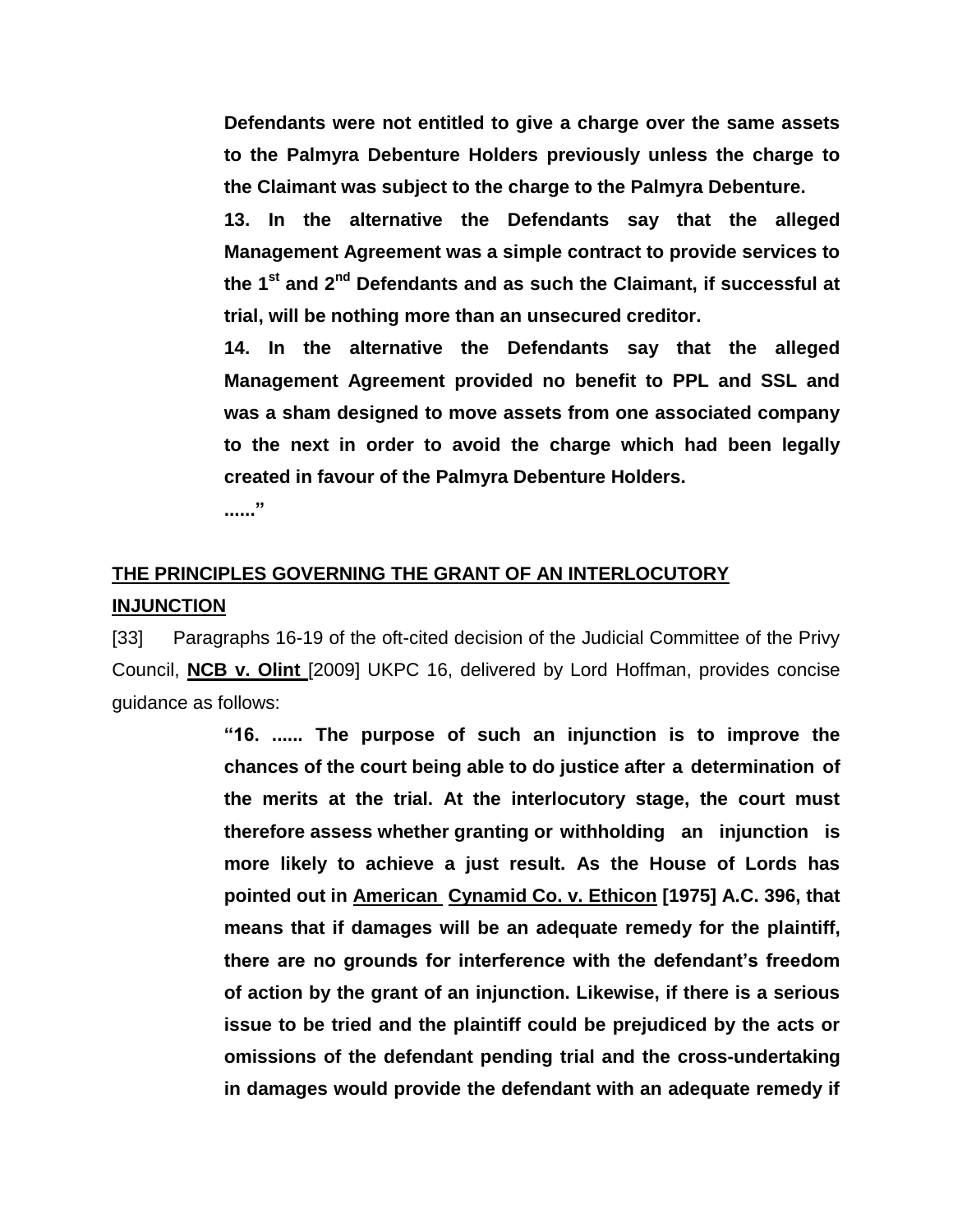**Defendants were not entitled to give a charge over the same assets to the Palmyra Debenture Holders previously unless the charge to the Claimant was subject to the charge to the Palmyra Debenture.**

**13. In the alternative the Defendants say that the alleged Management Agreement was a simple contract to provide services to the 1st and 2nd Defendants and as such the Claimant, if successful at trial, will be nothing more than an unsecured creditor.**

**14. In the alternative the Defendants say that the alleged Management Agreement provided no benefit to PPL and SSL and was a sham designed to move assets from one associated company to the next in order to avoid the charge which had been legally created in favour of the Palmyra Debenture Holders.**

**......"**

## THE PRINCIPLES GOVERNING THE GRANT OF AN INTERLOCUTORY INJUNCTION

[33] Paragraphs 16-19 of the oft-cited decision of the Judicial Committee of the Privy Council, **NCB v. Olint** [2009] UKPC 16, delivered by Lord Hoffman, provides concise guidance as follows:

> **"16. ...... The purpose of such an injunction is to improve the chances of the court being able to do justice after a determination of the merits at the trial. At the interlocutory stage, the court must therefore assess whether granting or withholding an injunction is more likely to achieve a just result. As the House of Lords has pointed out in American Cynamid Co. v. Ethicon [1975] A.C. 396, that means that if damages will be an adequate remedy for the plaintiff, there are no grounds for interference with the defendant's freedom of action by the grant of an injunction. Likewise, if there is a serious issue to be tried and the plaintiff could be prejudiced by the acts or omissions of the defendant pending trial and the cross-undertaking in damages would provide the defendant with an adequate remedy if**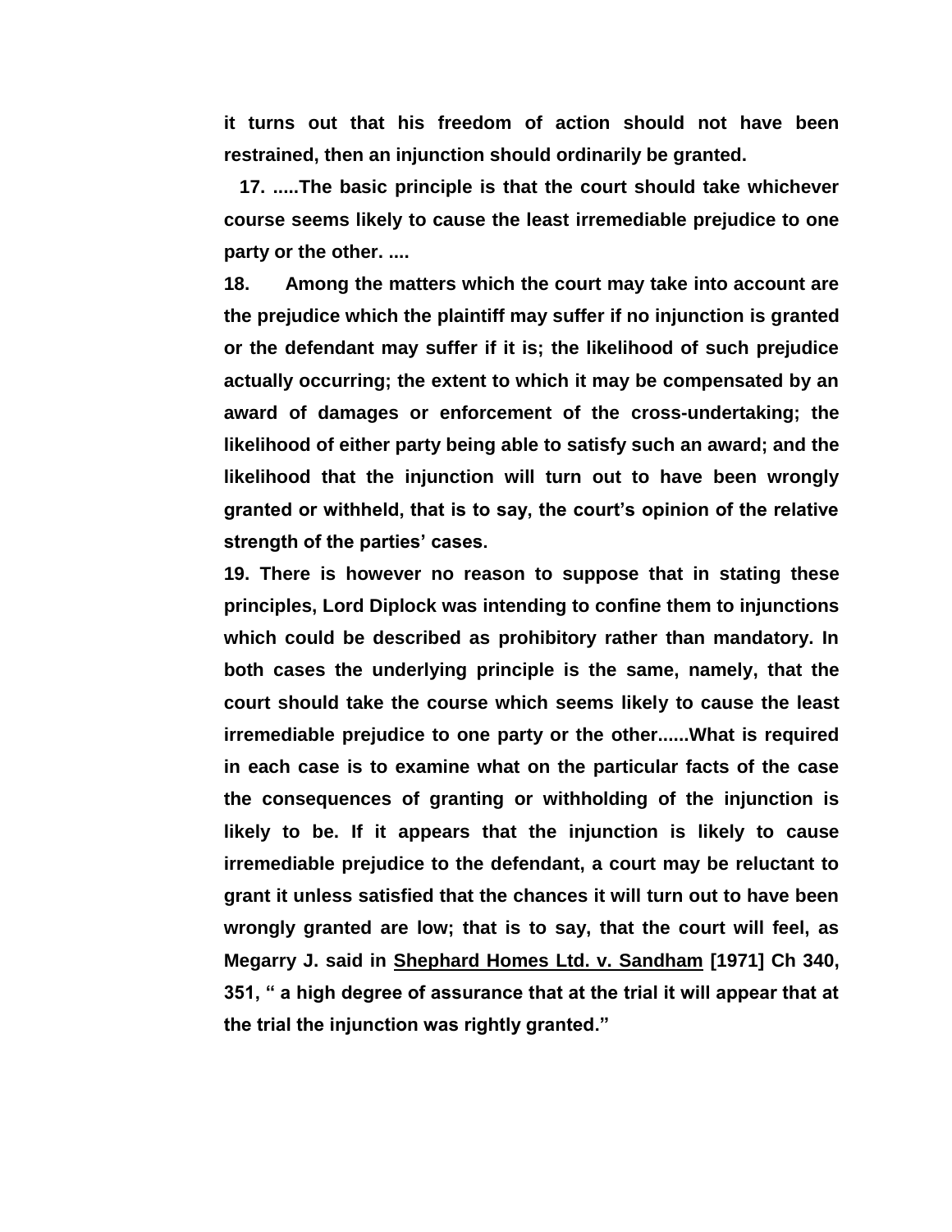**it turns out that his freedom of action should not have been restrained, then an injunction should ordinarily be granted.**

**17. .....The basic principle is that the court should take whichever course seems likely to cause the least irremediable prejudice to one party or the other. ....**

**18. Among the matters which the court may take into account are the prejudice which the plaintiff may suffer if no injunction is granted or the defendant may suffer if it is; the likelihood of such prejudice actually occurring; the extent to which it may be compensated by an award of damages or enforcement of the cross-undertaking; the likelihood of either party being able to satisfy such an award; and the likelihood that the injunction will turn out to have been wrongly granted or withheld, that is to say, the court's opinion of the relative strength of the parties' cases.**

**19. There is however no reason to suppose that in stating these principles, Lord Diplock was intending to confine them to injunctions which could be described as prohibitory rather than mandatory. In both cases the underlying principle is the same, namely, that the court should take the course which seems likely to cause the least irremediable prejudice to one party or the other......What is required in each case is to examine what on the particular facts of the case the consequences of granting or withholding of the injunction is likely to be. If it appears that the injunction is likely to cause irremediable prejudice to the defendant, a court may be reluctant to grant it unless satisfied that the chances it will turn out to have been wrongly granted are low; that is to say, that the court will feel, as Megarry J. said in Shephard Homes Ltd. v. Sandham [1971] Ch 340, 351, " a high degree of assurance that at the trial it will appear that at the trial the injunction was rightly granted."**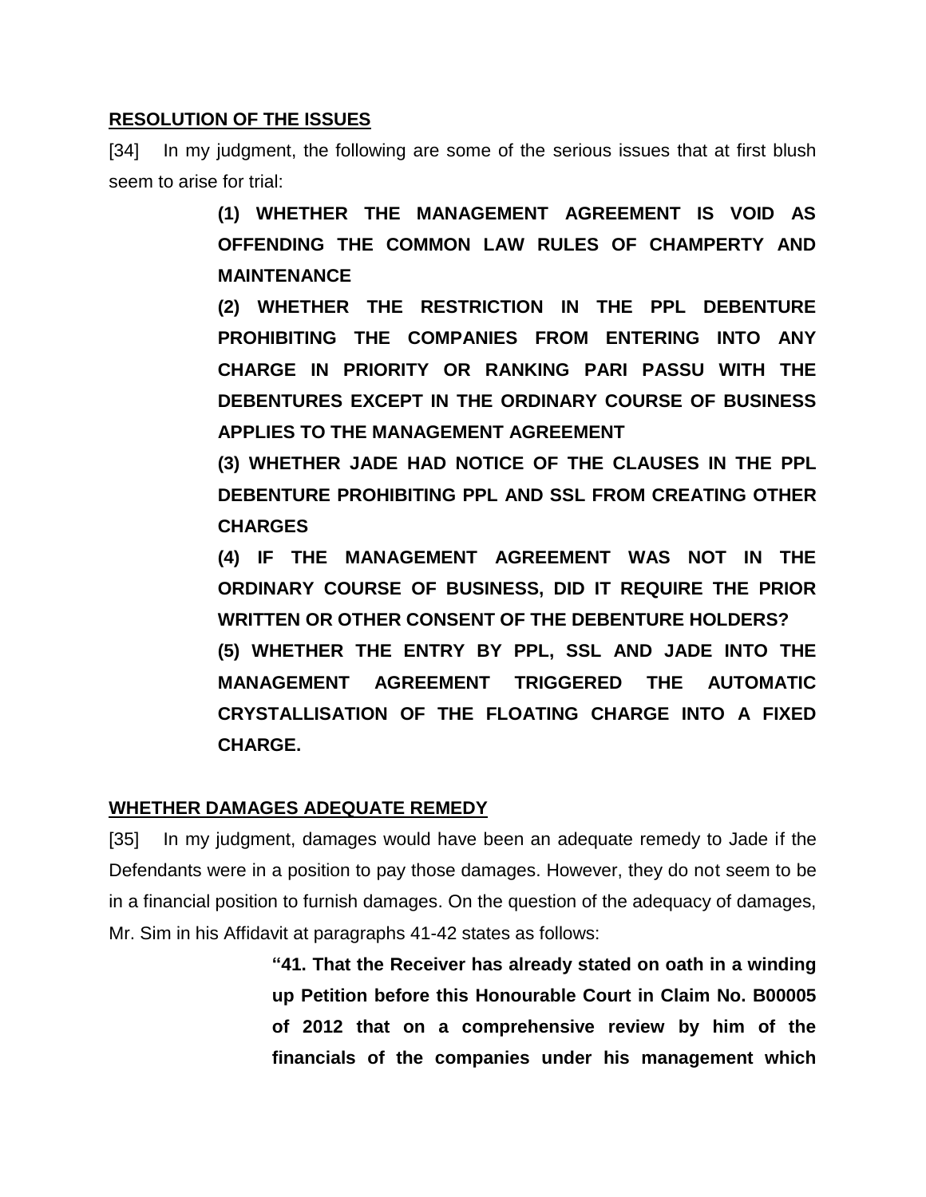**RESOLUTION OF THE ISSUES**

[34] In my judgment, the following are some of the serious issues that at first blush seem to arise for trial:

> **(1) WHETHER THE MANAGEMENT AGREEMENT IS VOID AS OFFENDING THE COMMON LAW RULES OF CHAMPERTY AND MAINTENANCE**
>
> **(2) WHETHER THE RESTRICTION IN THE PPL DEBENTURE PROHIBITING THE COMPANIES FROM ENTERING INTO ANY CHARGE IN PRIORITY OR RANKING PARI PASSU WITH THE DEBENTURES EXCEPT IN THE ORDINARY COURSE OF BUSINESS APPLIES TO THE MANAGEMENT AGREEMENT**
>
> **(3) WHETHER JADE HAD NOTICE OF THE CLAUSES IN THE PPL DEBENTURE PROHIBITING PPL AND SSL FROM CREATING OTHER CHARGES**
>
> **(4) IF THE MANAGEMENT AGREEMENT WAS NOT IN THE ORDINARY COURSE OF BUSINESS, DID IT REQUIRE THE PRIOR WRITTEN OR OTHER CONSENT OF THE DEBENTURE HOLDERS?**
>
> **(5) WHETHER THE ENTRY BY PPL, SSL AND JADE INTO THE MANAGEMENT AGREEMENT TRIGGERED THE AUTOMATIC CRYSTALLISATION OF THE FLOATING CHARGE INTO A FIXED CHARGE.**

**WHETHER DAMAGES ADEQUATE REMEDY**

[35] In my judgment, damages would have been an adequate remedy to Jade if the Defendants were in a position to pay those damages. However, they do not seem to be in a financial position to furnish damages. On the question of the adequacy of damages, Mr. Sim in his Affidavit at paragraphs 41-42 states as follows:

> **"41. That the Receiver has already stated on oath in a winding up Petition before this Honourable Court in Claim No. B00005 of 2012 that on a comprehensive review by him of the financials of the companies under his management which**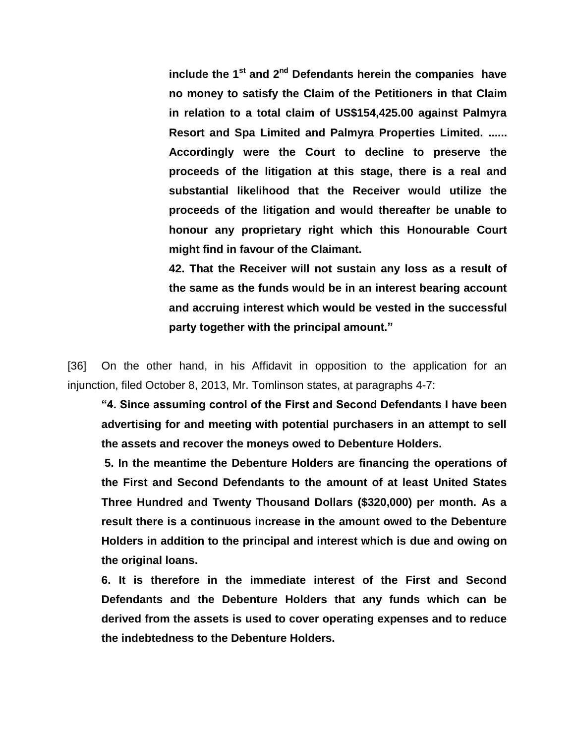> **include the 1st and 2nd Defendants herein the companies have no money to satisfy the Claim of the Petitioners in that Claim in relation to a total claim of US$154,425.00 against Palmyra Resort and Spa Limited and Palmyra Properties Limited. ...... Accordingly were the Court to decline to preserve the proceeds of the litigation at this stage, there is a real and substantial likelihood that the Receiver would utilize the proceeds of the litigation and would thereafter be unable to honour any proprietary right which this Honourable Court might find in favour of the Claimant.**
>
> **42. That the Receiver will not sustain any loss as a result of the same as the funds would be in an interest bearing account and accruing interest which would be vested in the successful party together with the principal amount."**

[36] On the other hand, in his Affidavit in opposition to the application for an injunction, filed October 8, 2013, Mr. Tomlinson states, at paragraphs 4-7:

> **"4. Since assuming control of the First and Second Defendants I have been advertising for and meeting with potential purchasers in an attempt to sell the assets and recover the moneys owed to Debenture Holders.**
>
> **5. In the meantime the Debenture Holders are financing the operations of the First and Second Defendants to the amount of at least United States Three Hundred and Twenty Thousand Dollars ($320,000) per month. As a result there is a continuous increase in the amount owed to the Debenture Holders in addition to the principal and interest which is due and owing on the original loans.**
>
> **6. It is therefore in the immediate interest of the First and Second Defendants and the Debenture Holders that any funds which can be derived from the assets is used to cover operating expenses and to reduce the indebtedness to the Debenture Holders.**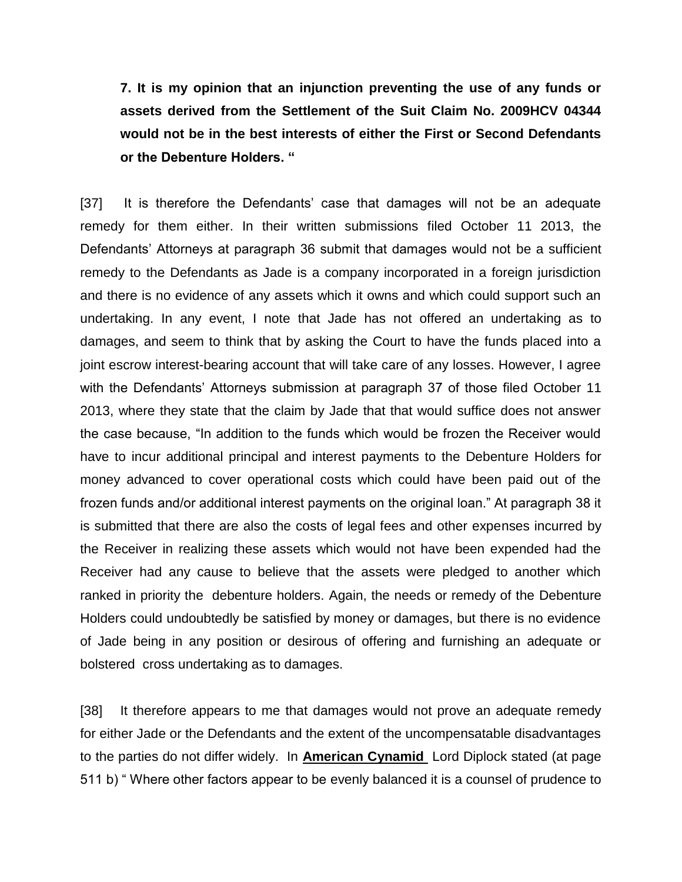**7. It is my opinion that an injunction preventing the use of any funds or assets derived from the Settlement of the Suit Claim No. 2009HCV 04344 would not be in the best interests of either the First or Second Defendants or the Debenture Holders. "**

[37] It is therefore the Defendants' case that damages will not be an adequate remedy for them either. In their written submissions filed October 11 2013, the Defendants' Attorneys at paragraph 36 submit that damages would not be a sufficient remedy to the Defendants as Jade is a company incorporated in a foreign jurisdiction and there is no evidence of any assets which it owns and which could support such an undertaking. In any event, I note that Jade has not offered an undertaking as to damages, and seem to think that by asking the Court to have the funds placed into a joint escrow interest-bearing account that will take care of any losses. However, I agree with the Defendants' Attorneys submission at paragraph 37 of those filed October 11 2013, where they state that the claim by Jade that that would suffice does not answer the case because, "In addition to the funds which would be frozen the Receiver would have to incur additional principal and interest payments to the Debenture Holders for money advanced to cover operational costs which could have been paid out of the frozen funds and/or additional interest payments on the original loan." At paragraph 38 it is submitted that there are also the costs of legal fees and other expenses incurred by the Receiver in realizing these assets which would not have been expended had the Receiver had any cause to believe that the assets were pledged to another which ranked in priority the debenture holders. Again, the needs or remedy of the Debenture Holders could undoubtedly be satisfied by money or damages, but there is no evidence of Jade being in any position or desirous of offering and furnishing an adequate or bolstered cross undertaking as to damages.

[38] It therefore appears to me that damages would not prove an adequate remedy for either Jade or the Defendants and the extent of the uncompensatable disadvantages to the parties do not differ widely. In **American Cynamid** Lord Diplock stated (at page 511 b) " Where other factors appear to be evenly balanced it is a counsel of prudence to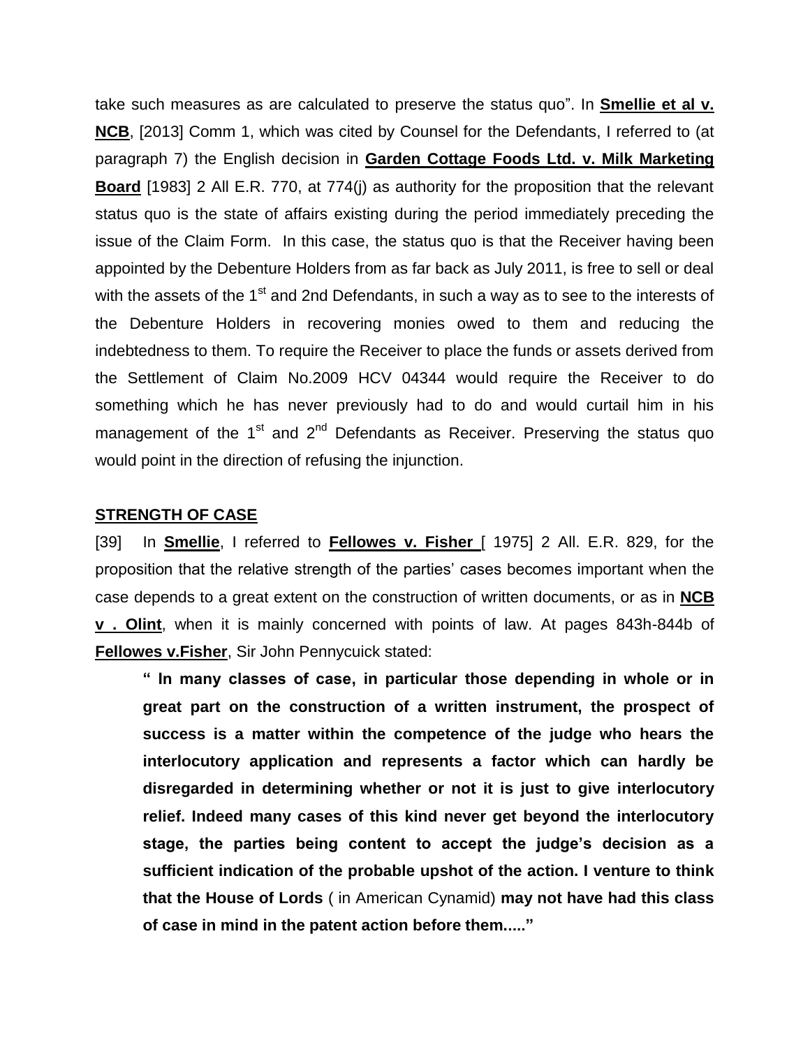take such measures as are calculated to preserve the status quo". In **Smellie et al v. NCB**, [2013] Comm 1, which was cited by Counsel for the Defendants, I referred to (at paragraph 7) the English decision in **Garden Cottage Foods Ltd. v. Milk Marketing Board** [1983] 2 All E.R. 770, at 774(j) as authority for the proposition that the relevant status quo is the state of affairs existing during the period immediately preceding the issue of the Claim Form. In this case, the status quo is that the Receiver having been appointed by the Debenture Holders from as far back as July 2011, is free to sell or deal with the assets of the 1st and 2nd Defendants, in such a way as to see to the interests of the Debenture Holders in recovering monies owed to them and reducing the indebtedness to them. To require the Receiver to place the funds or assets derived from the Settlement of Claim No.2009 HCV 04344 would require the Receiver to do something which he has never previously had to do and would curtail him in his management of the 1st and 2nd Defendants as Receiver. Preserving the status quo would point in the direction of refusing the injunction.

## STRENGTH OF CASE

[39] In **Smellie**, I referred to **Fellowes v. Fisher** [ 1975] 2 All. E.R. 829, for the proposition that the relative strength of the parties' cases becomes important when the case depends to a great extent on the construction of written documents, or as in **NCB v . Olint**, when it is mainly concerned with points of law. At pages 843h-844b of **Fellowes v.Fisher**, Sir John Pennycuick stated:

> **" In many classes of case, in particular those depending in whole or in great part on the construction of a written instrument, the prospect of success is a matter within the competence of the judge who hears the interlocutory application and represents a factor which can hardly be disregarded in determining whether or not it is just to give interlocutory relief. Indeed many cases of this kind never get beyond the interlocutory stage, the parties being content to accept the judge's decision as a sufficient indication of the probable upshot of the action. I venture to think that the House of Lords** ( in American Cynamid) **may not have had this class of case in mind in the patent action before them....."**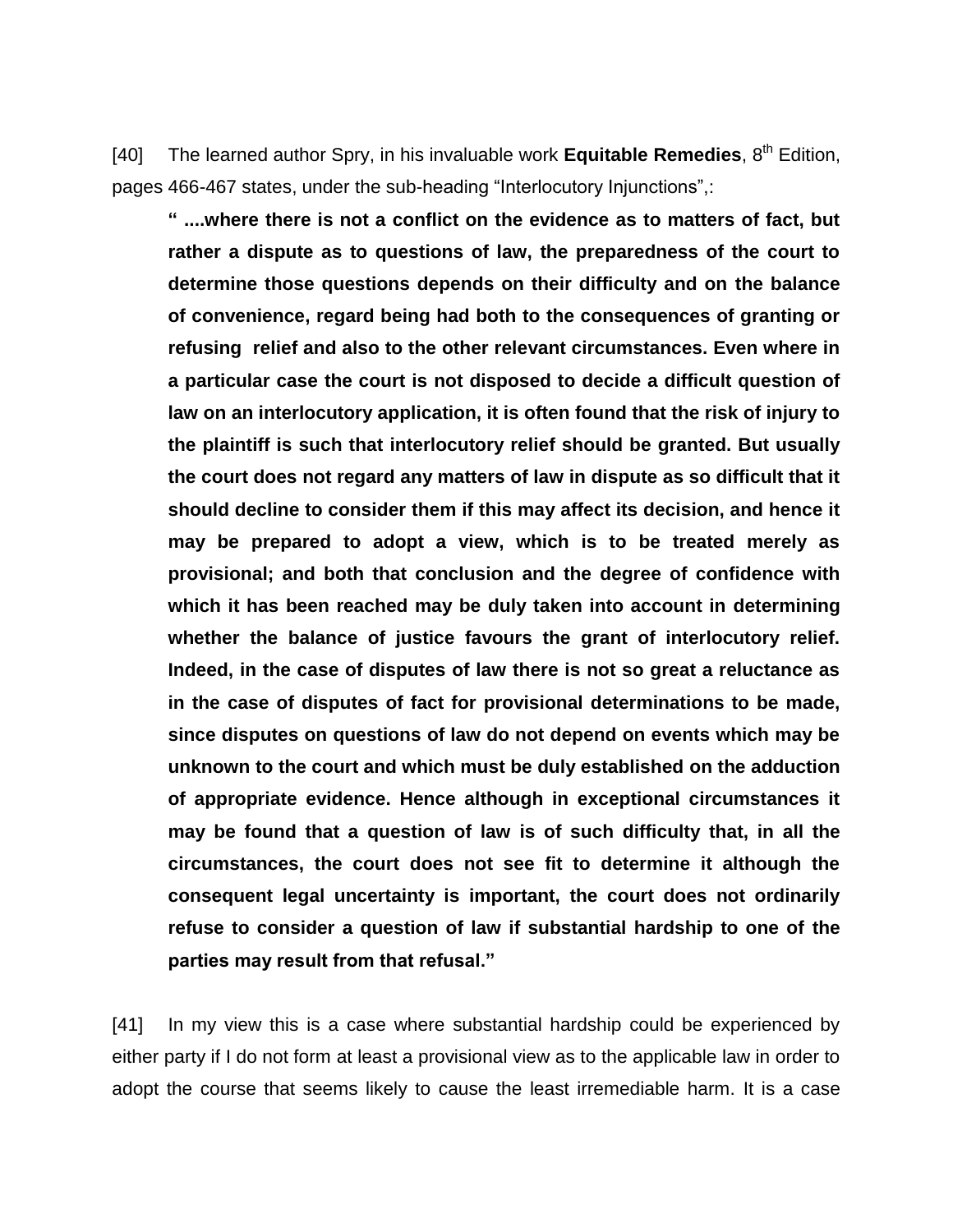[40] The learned author Spry, in his invaluable work **Equitable Remedies**, 8th Edition, pages 466-467 states, under the sub-heading "Interlocutory Injunctions",:

> **" ....where there is not a conflict on the evidence as to matters of fact, but rather a dispute as to questions of law, the preparedness of the court to determine those questions depends on their difficulty and on the balance of convenience, regard being had both to the consequences of granting or refusing relief and also to the other relevant circumstances. Even where in a particular case the court is not disposed to decide a difficult question of law on an interlocutory application, it is often found that the risk of injury to the plaintiff is such that interlocutory relief should be granted. But usually the court does not regard any matters of law in dispute as so difficult that it should decline to consider them if this may affect its decision, and hence it may be prepared to adopt a view, which is to be treated merely as provisional; and both that conclusion and the degree of confidence with which it has been reached may be duly taken into account in determining whether the balance of justice favours the grant of interlocutory relief. Indeed, in the case of disputes of law there is not so great a reluctance as in the case of disputes of fact for provisional determinations to be made, since disputes on questions of law do not depend on events which may be unknown to the court and which must be duly established on the adduction of appropriate evidence. Hence although in exceptional circumstances it may be found that a question of law is of such difficulty that, in all the circumstances, the court does not see fit to determine it although the consequent legal uncertainty is important, the court does not ordinarily refuse to consider a question of law if substantial hardship to one of the parties may result from that refusal."**

[41] In my view this is a case where substantial hardship could be experienced by either party if I do not form at least a provisional view as to the applicable law in order to adopt the course that seems likely to cause the least irremediable harm. It is a case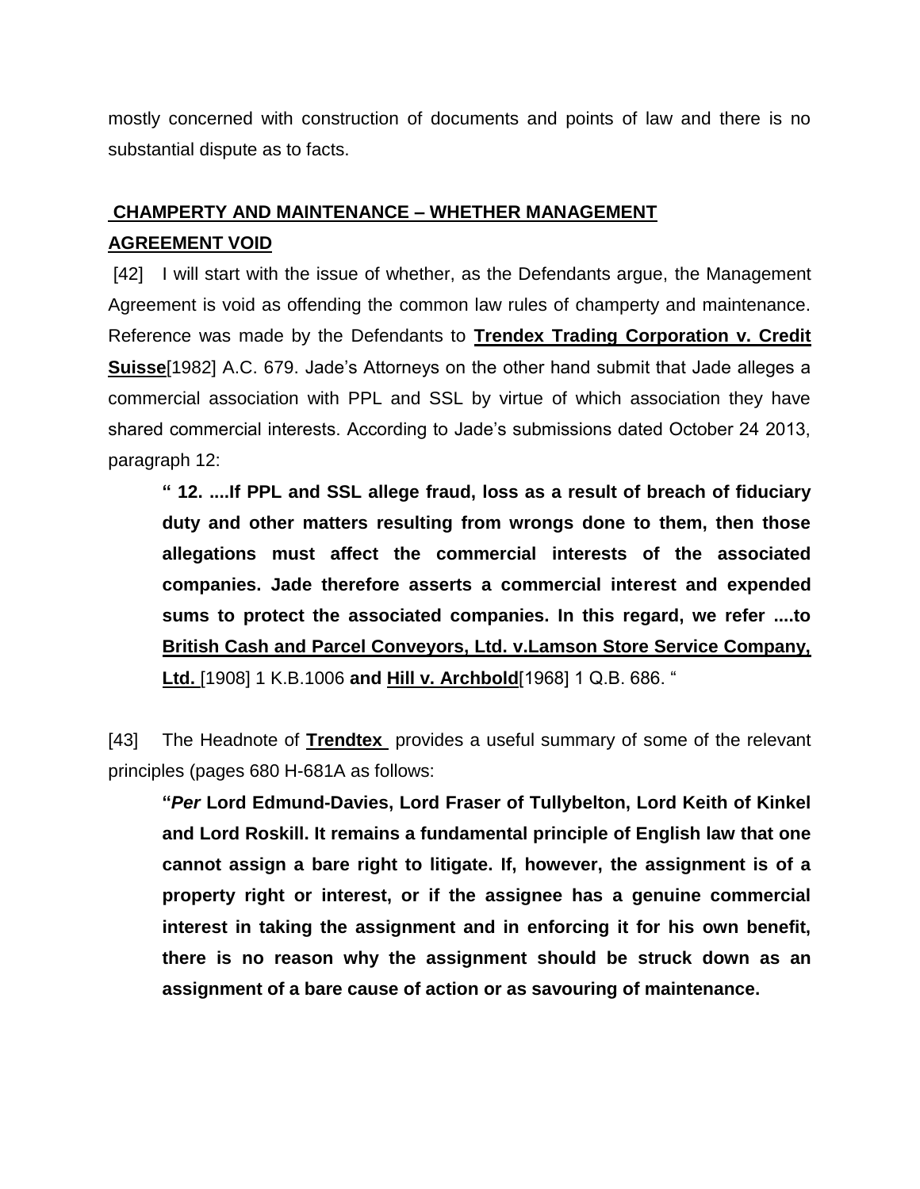mostly concerned with construction of documents and points of law and there is no substantial dispute as to facts.

## CHAMPERTY AND MAINTENANCE – WHETHER MANAGEMENT AGREEMENT VOID

[42] I will start with the issue of whether, as the Defendants argue, the Management Agreement is void as offending the common law rules of champerty and maintenance. Reference was made by the Defendants to **Trendex Trading Corporation v. Credit Suisse**[1982] A.C. 679. Jade's Attorneys on the other hand submit that Jade alleges a commercial association with PPL and SSL by virtue of which association they have shared commercial interests. According to Jade's submissions dated October 24 2013, paragraph 12:

> **" 12. ....If PPL and SSL allege fraud, loss as a result of breach of fiduciary duty and other matters resulting from wrongs done to them, then those allegations must affect the commercial interests of the associated companies. Jade therefore asserts a commercial interest and expended sums to protect the associated companies. In this regard, we refer ....to British Cash and Parcel Conveyors, Ltd. v.Lamson Store Service Company, Ltd.** [1908] 1 K.B.1006 **and Hill v. Archbold**[1968] 1 Q.B. 686. "

[43] The Headnote of **Trendtex** provides a useful summary of some of the relevant principles (pages 680 H-681A as follows:

> **"*Per* Lord Edmund-Davies, Lord Fraser of Tullybelton, Lord Keith of Kinkel and Lord Roskill. It remains a fundamental principle of English law that one cannot assign a bare right to litigate. If, however, the assignment is of a property right or interest, or if the assignee has a genuine commercial interest in taking the assignment and in enforcing it for his own benefit, there is no reason why the assignment should be struck down as an assignment of a bare cause of action or as savouring of maintenance.**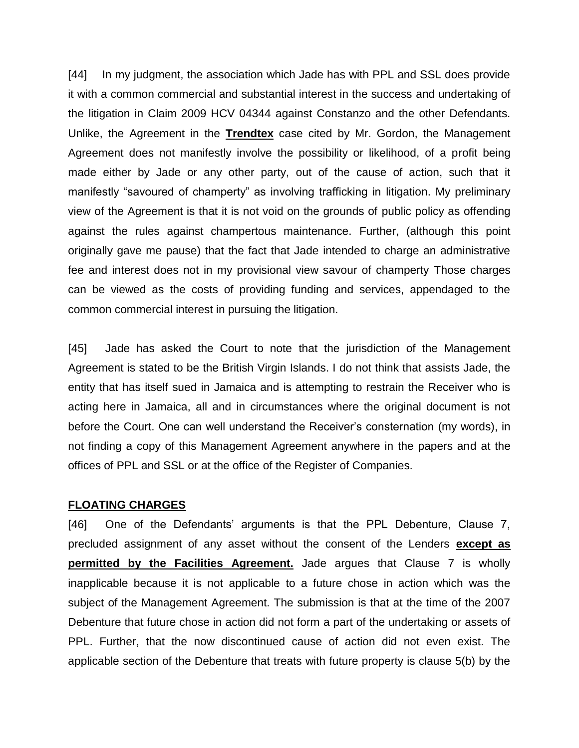[44] In my judgment, the association which Jade has with PPL and SSL does provide it with a common commercial and substantial interest in the success and undertaking of the litigation in Claim 2009 HCV 04344 against Constanzo and the other Defendants. Unlike, the Agreement in the **Trendtex** case cited by Mr. Gordon, the Management Agreement does not manifestly involve the possibility or likelihood, of a profit being made either by Jade or any other party, out of the cause of action, such that it manifestly "savoured of champerty" as involving trafficking in litigation. My preliminary view of the Agreement is that it is not void on the grounds of public policy as offending against the rules against champertous maintenance. Further, (although this point originally gave me pause) that the fact that Jade intended to charge an administrative fee and interest does not in my provisional view savour of champerty Those charges can be viewed as the costs of providing funding and services, appendaged to the common commercial interest in pursuing the litigation.

[45] Jade has asked the Court to note that the jurisdiction of the Management Agreement is stated to be the British Virgin Islands. I do not think that assists Jade, the entity that has itself sued in Jamaica and is attempting to restrain the Receiver who is acting here in Jamaica, all and in circumstances where the original document is not before the Court. One can well understand the Receiver's consternation (my words), in not finding a copy of this Management Agreement anywhere in the papers and at the offices of PPL and SSL or at the office of the Register of Companies.

**FLOATING CHARGES**

[46] One of the Defendants' arguments is that the PPL Debenture, Clause 7, precluded assignment of any asset without the consent of the Lenders **except as permitted by the Facilities Agreement.** Jade argues that Clause 7 is wholly inapplicable because it is not applicable to a future chose in action which was the subject of the Management Agreement. The submission is that at the time of the 2007 Debenture that future chose in action did not form a part of the undertaking or assets of PPL. Further, that the now discontinued cause of action did not even exist. The applicable section of the Debenture that treats with future property is clause 5(b) by the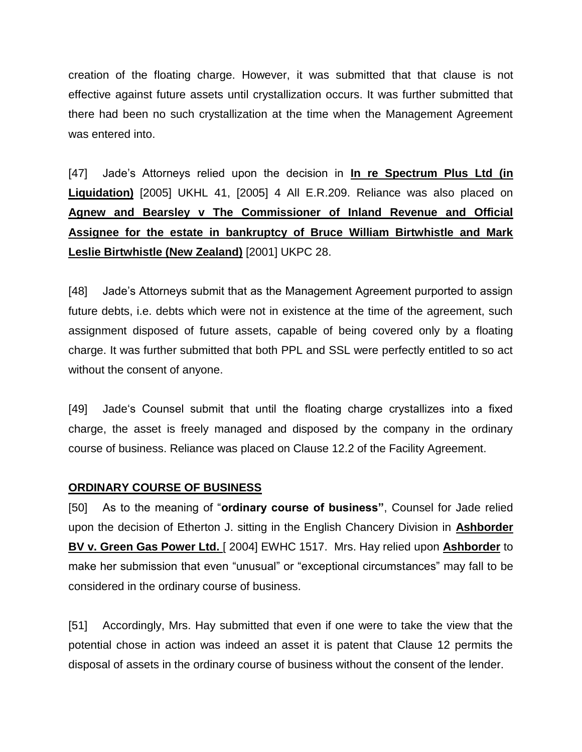creation of the floating charge. However, it was submitted that that clause is not effective against future assets until crystallization occurs. It was further submitted that there had been no such crystallization at the time when the Management Agreement was entered into.

[47] Jade's Attorneys relied upon the decision in **In re Spectrum Plus Ltd (in Liquidation)** [2005] UKHL 41, [2005] 4 All E.R.209. Reliance was also placed on **Agnew and Bearsley v The Commissioner of Inland Revenue and Official Assignee for the estate in bankruptcy of Bruce William Birtwhistle and Mark Leslie Birtwhistle (New Zealand)** [2001] UKPC 28.

[48] Jade's Attorneys submit that as the Management Agreement purported to assign future debts, i.e. debts which were not in existence at the time of the agreement, such assignment disposed of future assets, capable of being covered only by a floating charge. It was further submitted that both PPL and SSL were perfectly entitled to so act without the consent of anyone.

[49] Jade's Counsel submit that until the floating charge crystallizes into a fixed charge, the asset is freely managed and disposed by the company in the ordinary course of business. Reliance was placed on Clause 12.2 of the Facility Agreement.

## ORDINARY COURSE OF BUSINESS

[50] As to the meaning of "**ordinary course of business"**, Counsel for Jade relied upon the decision of Etherton J. sitting in the English Chancery Division in **Ashborder BV v. Green Gas Power Ltd.** [ 2004] EWHC 1517. Mrs. Hay relied upon **Ashborder** to make her submission that even "unusual" or "exceptional circumstances" may fall to be considered in the ordinary course of business.

[51] Accordingly, Mrs. Hay submitted that even if one were to take the view that the potential chose in action was indeed an asset it is patent that Clause 12 permits the disposal of assets in the ordinary course of business without the consent of the lender.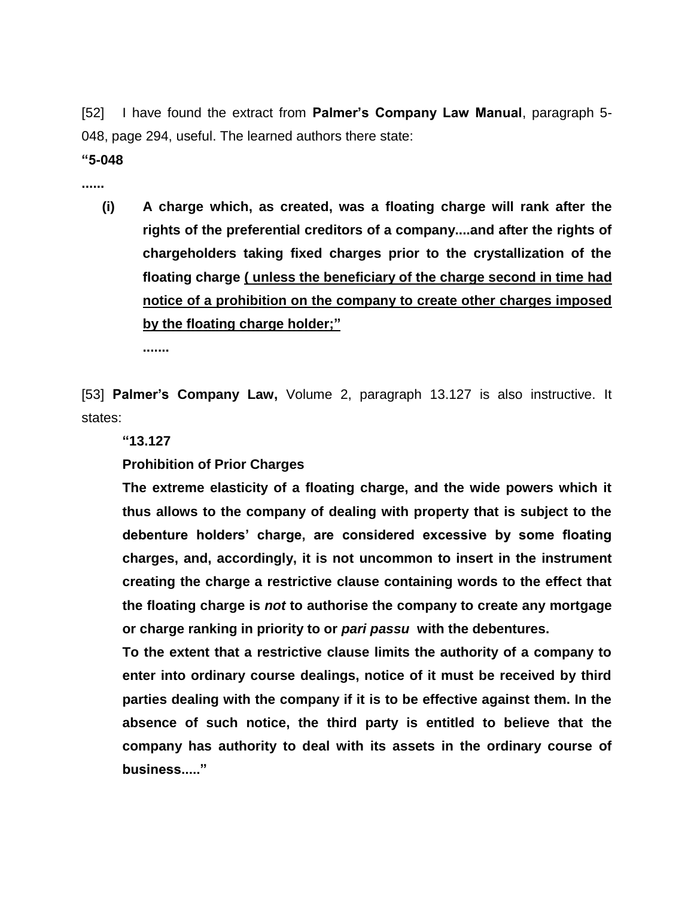[52] I have found the extract from **Palmer's Company Law Manual**, paragraph 5-048, page 294, useful. The learned authors there state:

**"5-048**

**......**

**(i) A charge which, as created, was a floating charge will rank after the rights of the preferential creditors of a company....and after the rights of chargeholders taking fixed charges prior to the crystallization of the floating charge <u>( unless the beneficiary of the charge second in time had notice of a prohibition on the company to create other charges imposed by the floating charge holder;"</u>**

**.......**

[53] **Palmer's Company Law,** Volume 2, paragraph 13.127 is also instructive. It states:

> **"13.127**
>
> **Prohibition of Prior Charges**
>
> **The extreme elasticity of a floating charge, and the wide powers which it thus allows to the company of dealing with property that is subject to the debenture holders' charge, are considered excessive by some floating charges, and, accordingly, it is not uncommon to insert in the instrument creating the charge a restrictive clause containing words to the effect that the floating charge is *not* to authorise the company to create any mortgage or charge ranking in priority to or *pari passu* with the debentures.**
>
> **To the extent that a restrictive clause limits the authority of a company to enter into ordinary course dealings, notice of it must be received by third parties dealing with the company if it is to be effective against them. In the absence of such notice, the third party is entitled to believe that the company has authority to deal with its assets in the ordinary course of business....."**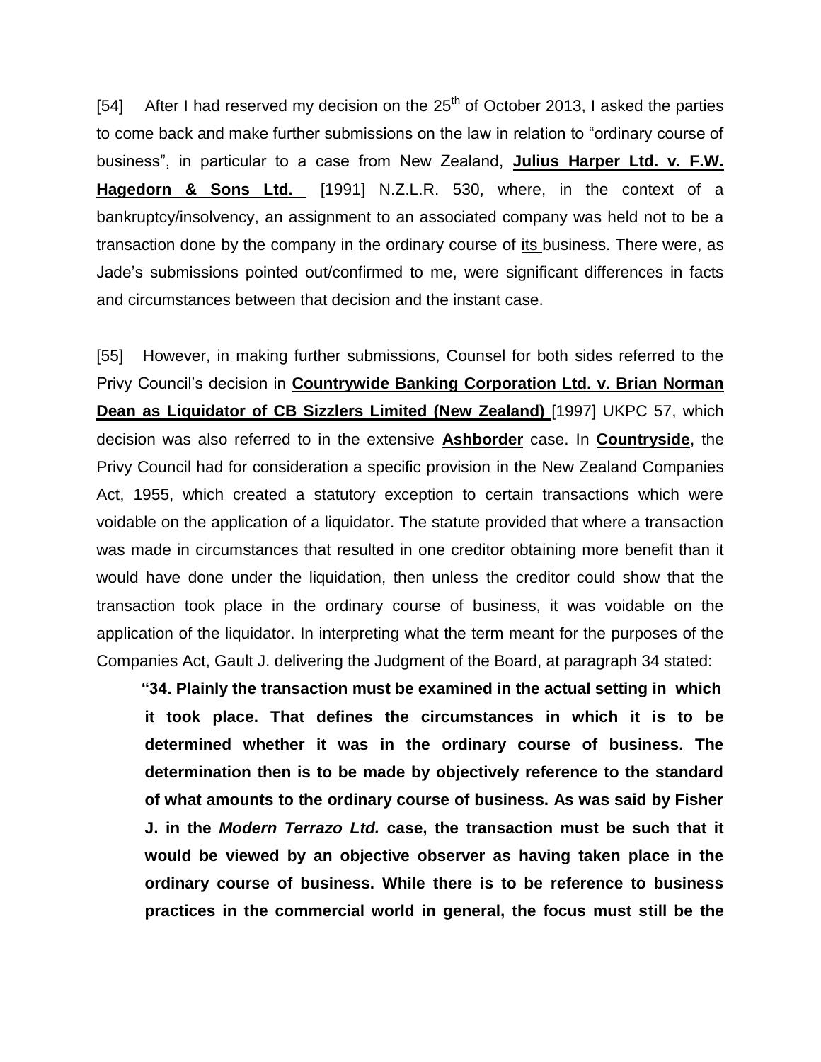[54] After I had reserved my decision on the 25th of October 2013, I asked the parties to come back and make further submissions on the law in relation to "ordinary course of business", in particular to a case from New Zealand, **Julius Harper Ltd. v. F.W. Hagedorn & Sons Ltd.** [1991] N.Z.L.R. 530, where, in the context of a bankruptcy/insolvency, an assignment to an associated company was held not to be a transaction done by the company in the ordinary course of its business. There were, as Jade's submissions pointed out/confirmed to me, were significant differences in facts and circumstances between that decision and the instant case.

[55] However, in making further submissions, Counsel for both sides referred to the Privy Council's decision in **Countrywide Banking Corporation Ltd. v. Brian Norman Dean as Liquidator of CB Sizzlers Limited (New Zealand)** [1997] UKPC 57, which decision was also referred to in the extensive **Ashborder** case. In **Countryside**, the Privy Council had for consideration a specific provision in the New Zealand Companies Act, 1955, which created a statutory exception to certain transactions which were voidable on the application of a liquidator. The statute provided that where a transaction was made in circumstances that resulted in one creditor obtaining more benefit than it would have done under the liquidation, then unless the creditor could show that the transaction took place in the ordinary course of business, it was voidable on the application of the liquidator. In interpreting what the term meant for the purposes of the Companies Act, Gault J. delivering the Judgment of the Board, at paragraph 34 stated:

> **"34. Plainly the transaction must be examined in the actual setting in which it took place. That defines the circumstances in which it is to be determined whether it was in the ordinary course of business. The determination then is to be made by objectively reference to the standard of what amounts to the ordinary course of business. As was said by Fisher J. in the *Modern Terrazo Ltd.* case, the transaction must be such that it would be viewed by an objective observer as having taken place in the ordinary course of business. While there is to be reference to business practices in the commercial world in general, the focus must still be the**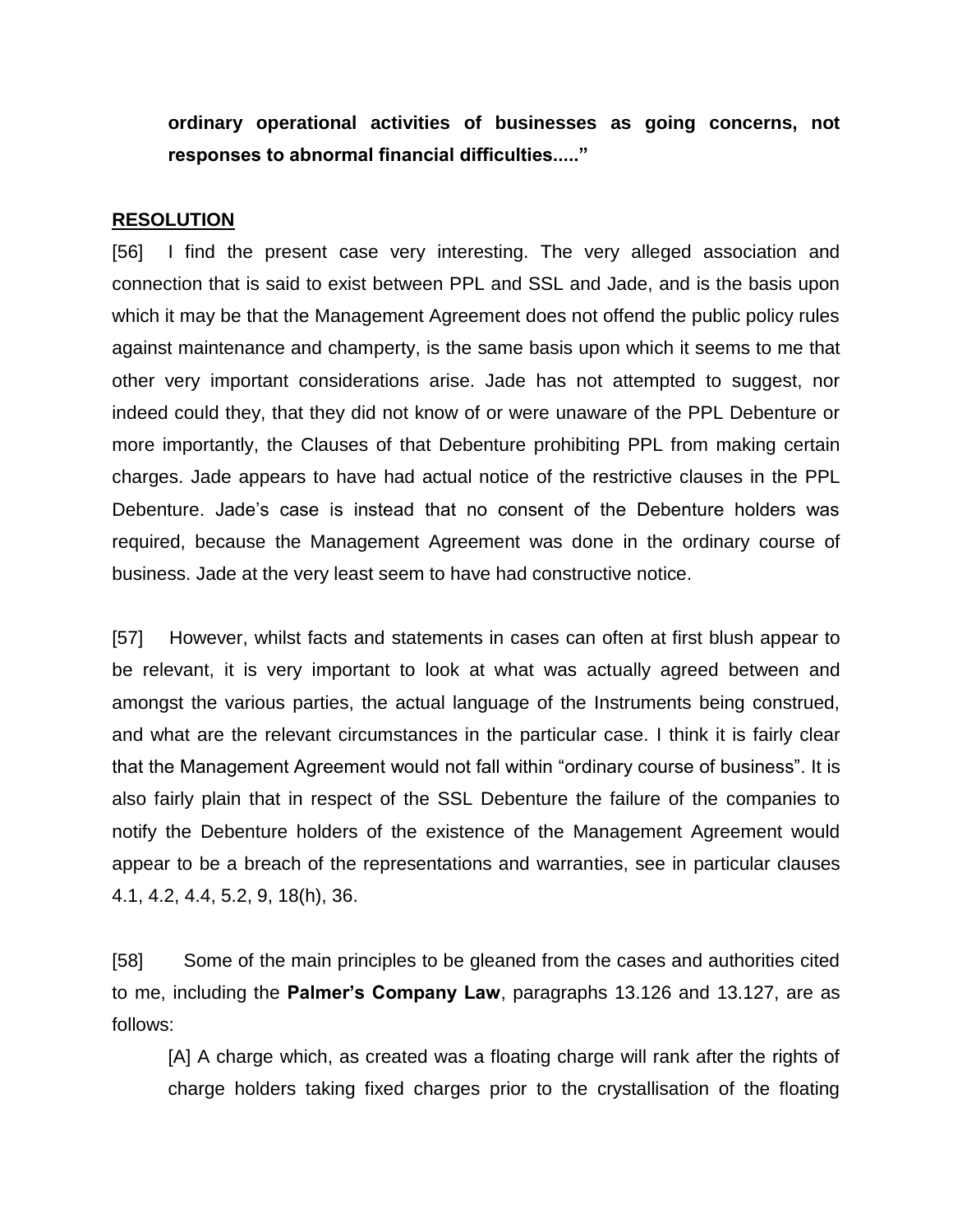**ordinary operational activities of businesses as going concerns, not responses to abnormal financial difficulties....."**

## RESOLUTION

[56] I find the present case very interesting. The very alleged association and connection that is said to exist between PPL and SSL and Jade, and is the basis upon which it may be that the Management Agreement does not offend the public policy rules against maintenance and champerty, is the same basis upon which it seems to me that other very important considerations arise. Jade has not attempted to suggest, nor indeed could they, that they did not know of or were unaware of the PPL Debenture or more importantly, the Clauses of that Debenture prohibiting PPL from making certain charges. Jade appears to have had actual notice of the restrictive clauses in the PPL Debenture. Jade's case is instead that no consent of the Debenture holders was required, because the Management Agreement was done in the ordinary course of business. Jade at the very least seem to have had constructive notice.

[57] However, whilst facts and statements in cases can often at first blush appear to be relevant, it is very important to look at what was actually agreed between and amongst the various parties, the actual language of the Instruments being construed, and what are the relevant circumstances in the particular case. I think it is fairly clear that the Management Agreement would not fall within "ordinary course of business". It is also fairly plain that in respect of the SSL Debenture the failure of the companies to notify the Debenture holders of the existence of the Management Agreement would appear to be a breach of the representations and warranties, see in particular clauses 4.1, 4.2, 4.4, 5.2, 9, 18(h), 36.

[58] Some of the main principles to be gleaned from the cases and authorities cited to me, including the **Palmer's Company Law**, paragraphs 13.126 and 13.127, are as follows:

> [A] A charge which, as created was a floating charge will rank after the rights of charge holders taking fixed charges prior to the crystallisation of the floating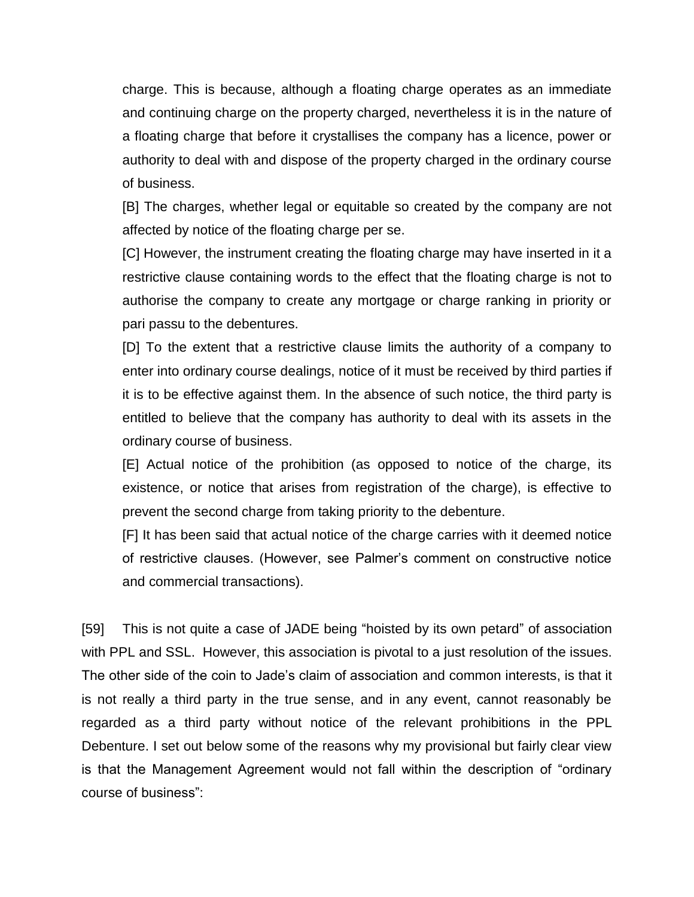charge. This is because, although a floating charge operates as an immediate and continuing charge on the property charged, nevertheless it is in the nature of a floating charge that before it crystallises the company has a licence, power or authority to deal with and dispose of the property charged in the ordinary course of business.

[B] The charges, whether legal or equitable so created by the company are not affected by notice of the floating charge per se.

[C] However, the instrument creating the floating charge may have inserted in it a restrictive clause containing words to the effect that the floating charge is not to authorise the company to create any mortgage or charge ranking in priority or pari passu to the debentures.

[D] To the extent that a restrictive clause limits the authority of a company to enter into ordinary course dealings, notice of it must be received by third parties if it is to be effective against them. In the absence of such notice, the third party is entitled to believe that the company has authority to deal with its assets in the ordinary course of business.

[E] Actual notice of the prohibition (as opposed to notice of the charge, its existence, or notice that arises from registration of the charge), is effective to prevent the second charge from taking priority to the debenture.

[F] It has been said that actual notice of the charge carries with it deemed notice of restrictive clauses. (However, see Palmer's comment on constructive notice and commercial transactions).

[59] This is not quite a case of JADE being "hoisted by its own petard" of association with PPL and SSL. However, this association is pivotal to a just resolution of the issues. The other side of the coin to Jade's claim of association and common interests, is that it is not really a third party in the true sense, and in any event, cannot reasonably be regarded as a third party without notice of the relevant prohibitions in the PPL Debenture. I set out below some of the reasons why my provisional but fairly clear view is that the Management Agreement would not fall within the description of "ordinary course of business":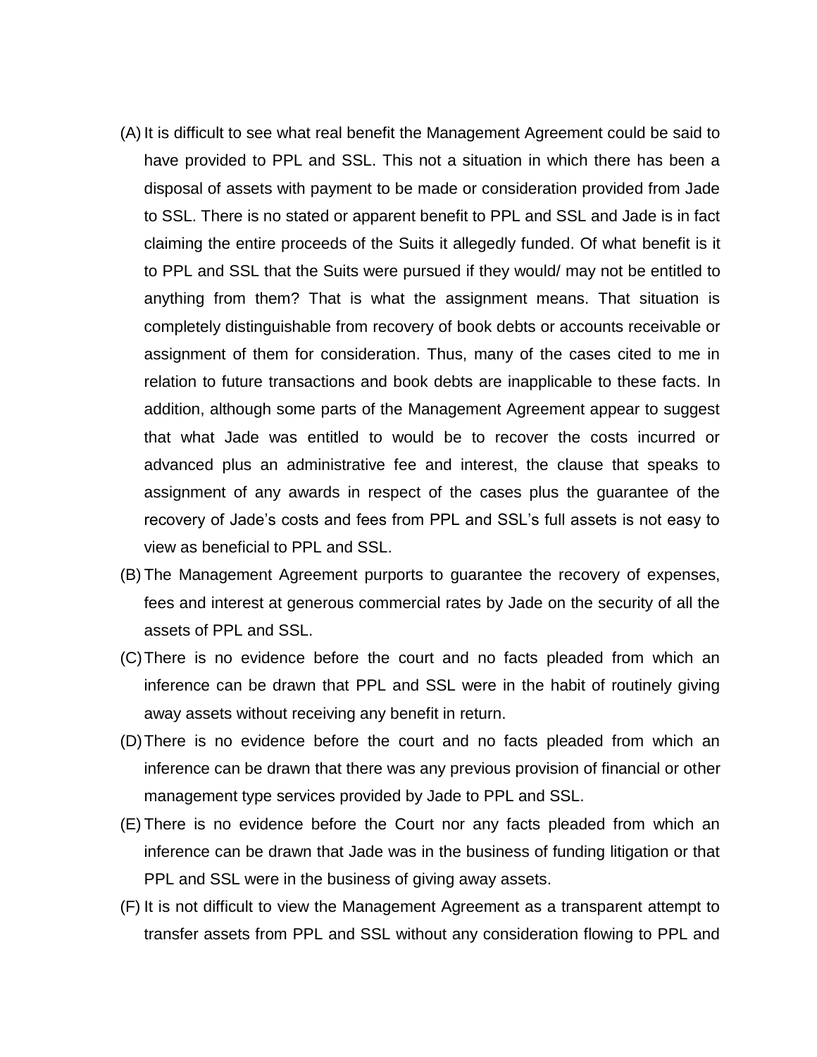(A) It is difficult to see what real benefit the Management Agreement could be said to have provided to PPL and SSL. This not a situation in which there has been a disposal of assets with payment to be made or consideration provided from Jade to SSL. There is no stated or apparent benefit to PPL and SSL and Jade is in fact claiming the entire proceeds of the Suits it allegedly funded. Of what benefit is it to PPL and SSL that the Suits were pursued if they would/ may not be entitled to anything from them? That is what the assignment means. That situation is completely distinguishable from recovery of book debts or accounts receivable or assignment of them for consideration. Thus, many of the cases cited to me in relation to future transactions and book debts are inapplicable to these facts. In addition, although some parts of the Management Agreement appear to suggest that what Jade was entitled to would be to recover the costs incurred or advanced plus an administrative fee and interest, the clause that speaks to assignment of any awards in respect of the cases plus the guarantee of the recovery of Jade's costs and fees from PPL and SSL's full assets is not easy to view as beneficial to PPL and SSL.

(B) The Management Agreement purports to guarantee the recovery of expenses, fees and interest at generous commercial rates by Jade on the security of all the assets of PPL and SSL.

(C) There is no evidence before the court and no facts pleaded from which an inference can be drawn that PPL and SSL were in the habit of routinely giving away assets without receiving any benefit in return.

(D) There is no evidence before the court and no facts pleaded from which an inference can be drawn that there was any previous provision of financial or other management type services provided by Jade to PPL and SSL.

(E) There is no evidence before the Court nor any facts pleaded from which an inference can be drawn that Jade was in the business of funding litigation or that PPL and SSL were in the business of giving away assets.

(F) It is not difficult to view the Management Agreement as a transparent attempt to transfer assets from PPL and SSL without any consideration flowing to PPL and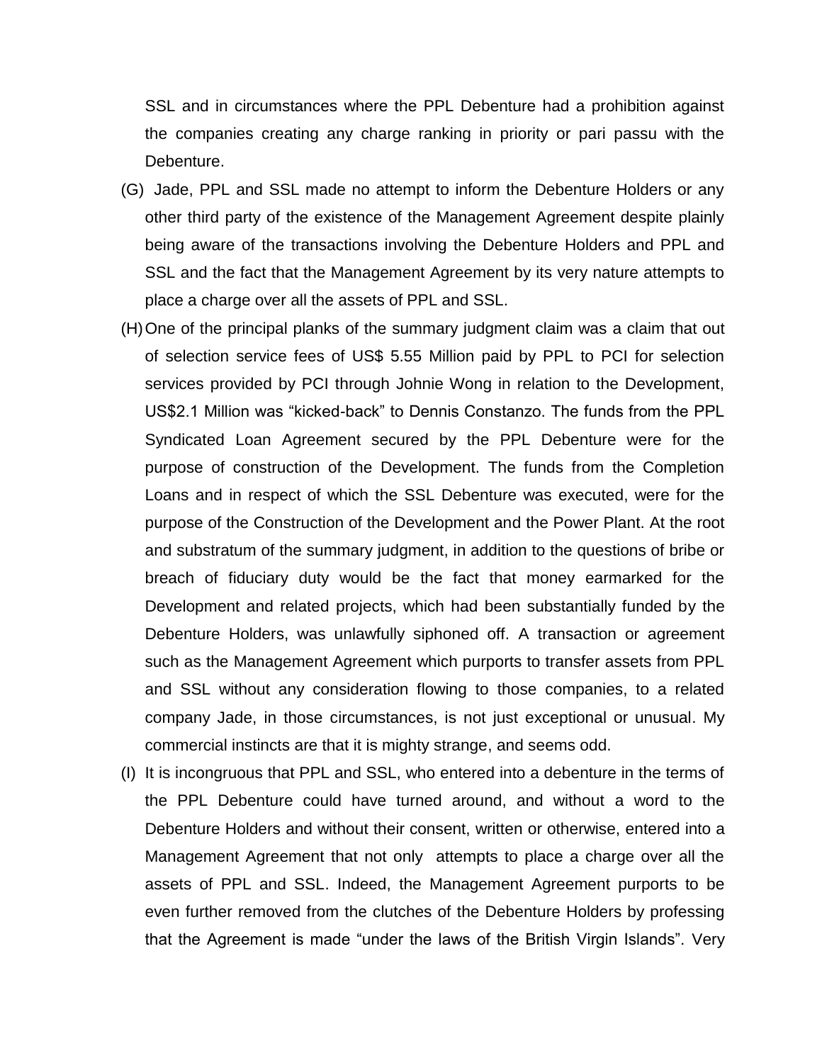SSL and in circumstances where the PPL Debenture had a prohibition against the companies creating any charge ranking in priority or pari passu with the Debenture.

(G) Jade, PPL and SSL made no attempt to inform the Debenture Holders or any other third party of the existence of the Management Agreement despite plainly being aware of the transactions involving the Debenture Holders and PPL and SSL and the fact that the Management Agreement by its very nature attempts to place a charge over all the assets of PPL and SSL.

(H) One of the principal planks of the summary judgment claim was a claim that out of selection service fees of US$ 5.55 Million paid by PPL to PCI for selection services provided by PCI through Johnie Wong in relation to the Development, US$2.1 Million was "kicked-back" to Dennis Constanzo. The funds from the PPL Syndicated Loan Agreement secured by the PPL Debenture were for the purpose of construction of the Development. The funds from the Completion Loans and in respect of which the SSL Debenture was executed, were for the purpose of the Construction of the Development and the Power Plant. At the root and substratum of the summary judgment, in addition to the questions of bribe or breach of fiduciary duty would be the fact that money earmarked for the Development and related projects, which had been substantially funded by the Debenture Holders, was unlawfully siphoned off. A transaction or agreement such as the Management Agreement which purports to transfer assets from PPL and SSL without any consideration flowing to those companies, to a related company Jade, in those circumstances, is not just exceptional or unusual. My commercial instincts are that it is mighty strange, and seems odd.

(I) It is incongruous that PPL and SSL, who entered into a debenture in the terms of the PPL Debenture could have turned around, and without a word to the Debenture Holders and without their consent, written or otherwise, entered into a Management Agreement that not only attempts to place a charge over all the assets of PPL and SSL. Indeed, the Management Agreement purports to be even further removed from the clutches of the Debenture Holders by professing that the Agreement is made "under the laws of the British Virgin Islands". Very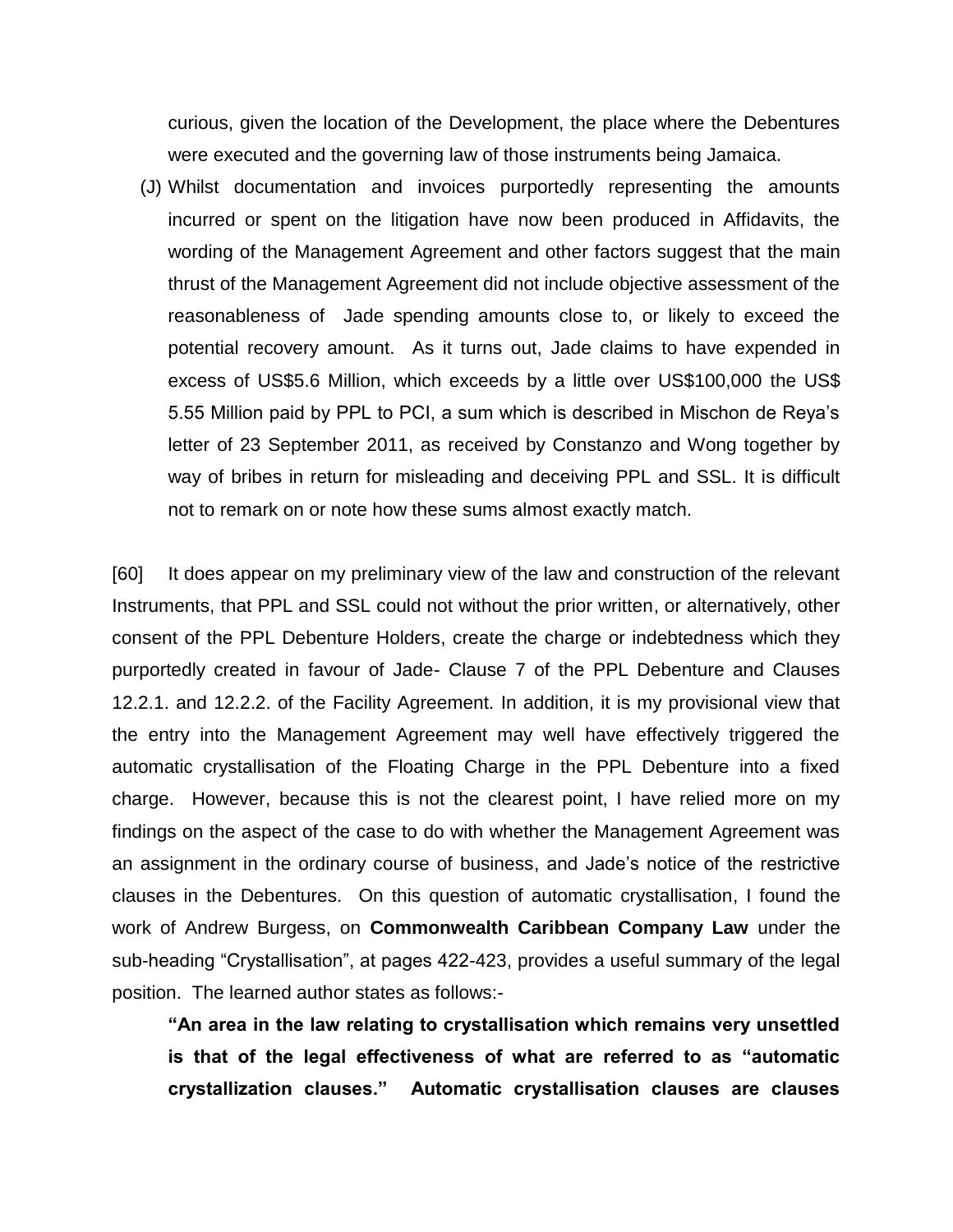curious, given the location of the Development, the place where the Debentures were executed and the governing law of those instruments being Jamaica.

(J) Whilst documentation and invoices purportedly representing the amounts incurred or spent on the litigation have now been produced in Affidavits, the wording of the Management Agreement and other factors suggest that the main thrust of the Management Agreement did not include objective assessment of the reasonableness of Jade spending amounts close to, or likely to exceed the potential recovery amount. As it turns out, Jade claims to have expended in excess of US$5.6 Million, which exceeds by a little over US$100,000 the US$ 5.55 Million paid by PPL to PCI, a sum which is described in Mischon de Reya's letter of 23 September 2011, as received by Constanzo and Wong together by way of bribes in return for misleading and deceiving PPL and SSL. It is difficult not to remark on or note how these sums almost exactly match.

[60] It does appear on my preliminary view of the law and construction of the relevant Instruments, that PPL and SSL could not without the prior written, or alternatively, other consent of the PPL Debenture Holders, create the charge or indebtedness which they purportedly created in favour of Jade- Clause 7 of the PPL Debenture and Clauses 12.2.1. and 12.2.2. of the Facility Agreement. In addition, it is my provisional view that the entry into the Management Agreement may well have effectively triggered the automatic crystallisation of the Floating Charge in the PPL Debenture into a fixed charge. However, because this is not the clearest point, I have relied more on my findings on the aspect of the case to do with whether the Management Agreement was an assignment in the ordinary course of business, and Jade's notice of the restrictive clauses in the Debentures. On this question of automatic crystallisation, I found the work of Andrew Burgess, on **Commonwealth Caribbean Company Law** under the sub-heading "Crystallisation", at pages 422-423, provides a useful summary of the legal position. The learned author states as follows:-

> **"An area in the law relating to crystallisation which remains very unsettled is that of the legal effectiveness of what are referred to as "automatic crystallization clauses." Automatic crystallisation clauses are clauses**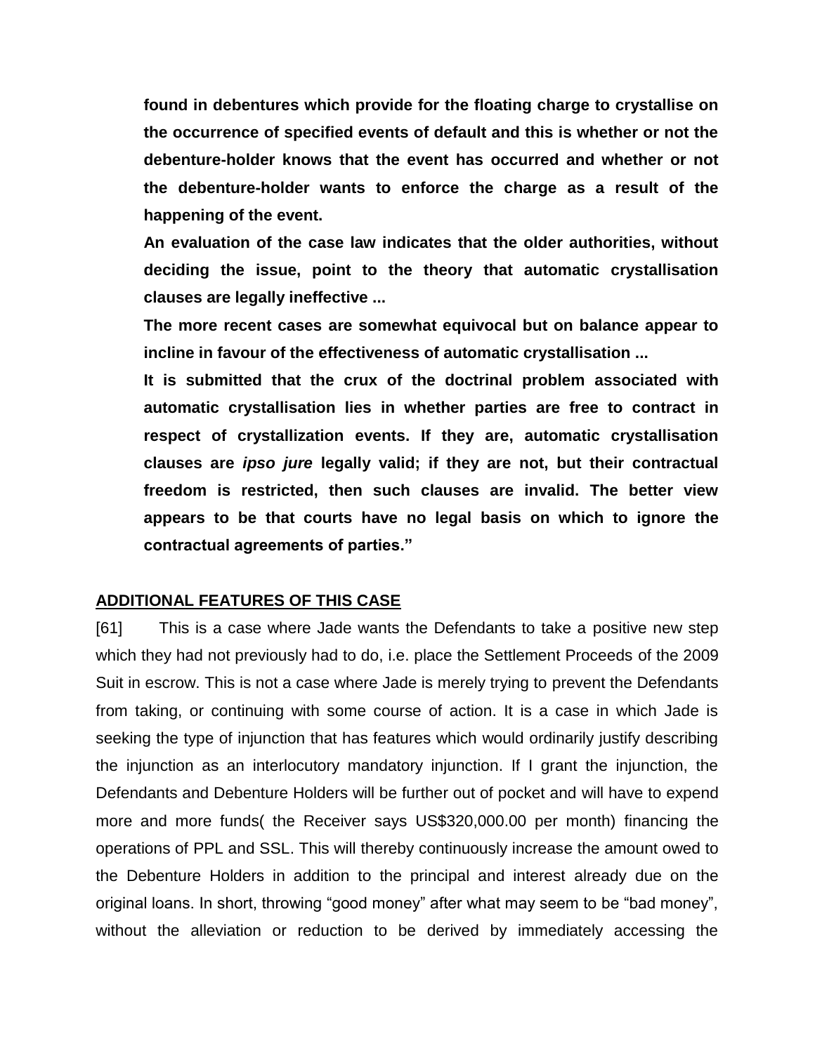**found in debentures which provide for the floating charge to crystallise on the occurrence of specified events of default and this is whether or not the debenture-holder knows that the event has occurred and whether or not the debenture-holder wants to enforce the charge as a result of the happening of the event.**

**An evaluation of the case law indicates that the older authorities, without deciding the issue, point to the theory that automatic crystallisation clauses are legally ineffective ...**

**The more recent cases are somewhat equivocal but on balance appear to incline in favour of the effectiveness of automatic crystallisation ...**

**It is submitted that the crux of the doctrinal problem associated with automatic crystallisation lies in whether parties are free to contract in respect of crystallization events. If they are, automatic crystallisation clauses are *ipso jure* legally valid; if they are not, but their contractual freedom is restricted, then such clauses are invalid. The better view appears to be that courts have no legal basis on which to ignore the contractual agreements of parties."**

## ADDITIONAL FEATURES OF THIS CASE

[61] This is a case where Jade wants the Defendants to take a positive new step which they had not previously had to do, i.e. place the Settlement Proceeds of the 2009 Suit in escrow. This is not a case where Jade is merely trying to prevent the Defendants from taking, or continuing with some course of action. It is a case in which Jade is seeking the type of injunction that has features which would ordinarily justify describing the injunction as an interlocutory mandatory injunction. If I grant the injunction, the Defendants and Debenture Holders will be further out of pocket and will have to expend more and more funds( the Receiver says US$320,000.00 per month) financing the operations of PPL and SSL. This will thereby continuously increase the amount owed to the Debenture Holders in addition to the principal and interest already due on the original loans. In short, throwing "good money" after what may seem to be "bad money", without the alleviation or reduction to be derived by immediately accessing the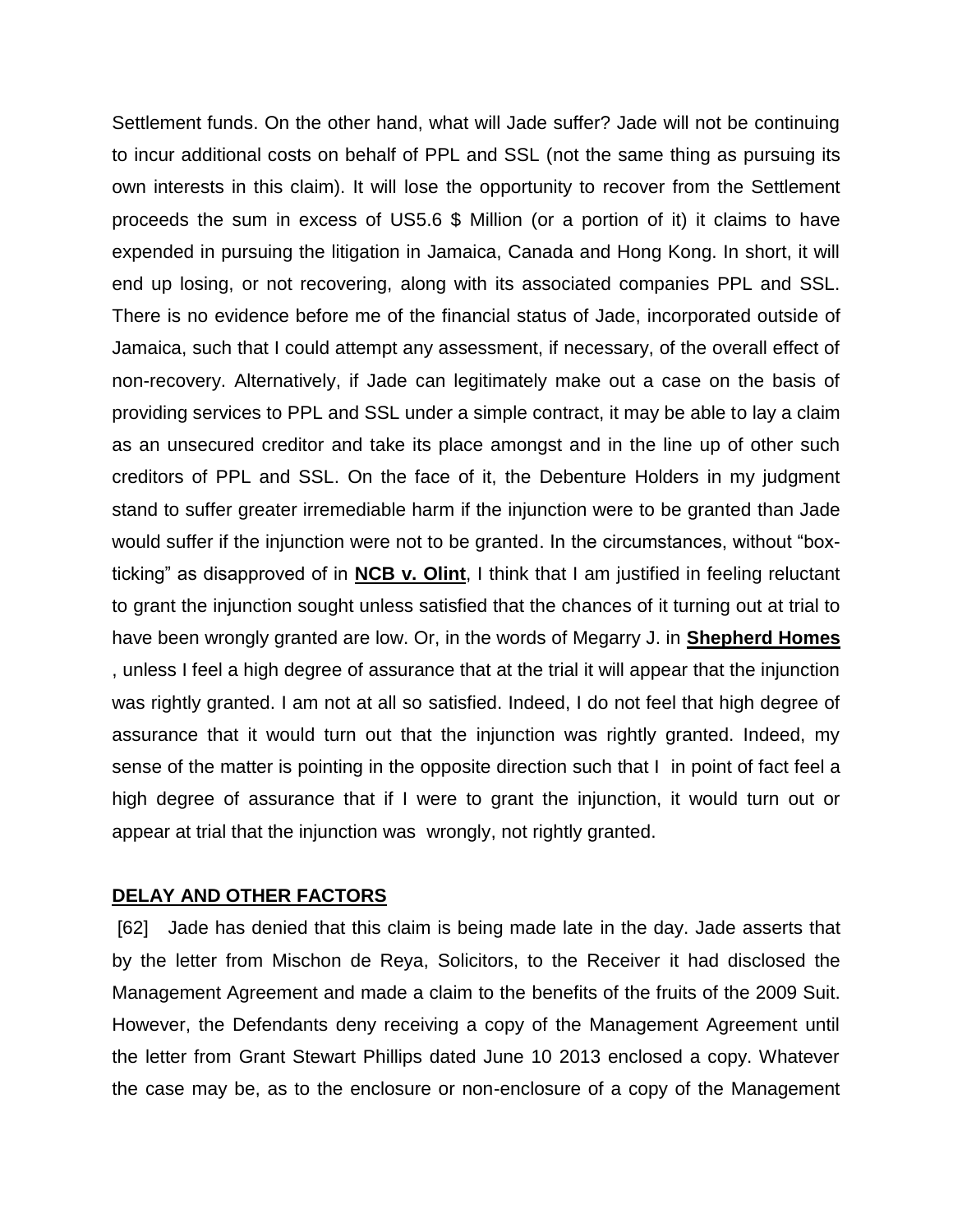Settlement funds. On the other hand, what will Jade suffer? Jade will not be continuing to incur additional costs on behalf of PPL and SSL (not the same thing as pursuing its own interests in this claim). It will lose the opportunity to recover from the Settlement proceeds the sum in excess of US5.6 $ Million (or a portion of it) it claims to have expended in pursuing the litigation in Jamaica, Canada and Hong Kong. In short, it will end up losing, or not recovering, along with its associated companies PPL and SSL. There is no evidence before me of the financial status of Jade, incorporated outside of Jamaica, such that I could attempt any assessment, if necessary, of the overall effect of non-recovery. Alternatively, if Jade can legitimately make out a case on the basis of providing services to PPL and SSL under a simple contract, it may be able to lay a claim as an unsecured creditor and take its place amongst and in the line up of other such creditors of PPL and SSL. On the face of it, the Debenture Holders in my judgment stand to suffer greater irremediable harm if the injunction were to be granted than Jade would suffer if the injunction were not to be granted. In the circumstances, without "box-ticking" as disapproved of in **NCB v. Olint**, I think that I am justified in feeling reluctant to grant the injunction sought unless satisfied that the chances of it turning out at trial to have been wrongly granted are low. Or, in the words of Megarry J. in **Shepherd Homes**, unless I feel a high degree of assurance that at the trial it will appear that the injunction was rightly granted. I am not at all so satisfied. Indeed, I do not feel that high degree of assurance that it would turn out that the injunction was rightly granted. Indeed, my sense of the matter is pointing in the opposite direction such that I in point of fact feel a high degree of assurance that if I were to grant the injunction, it would turn out or appear at trial that the injunction was wrongly, not rightly granted.

## DELAY AND OTHER FACTORS

[62] Jade has denied that this claim is being made late in the day. Jade asserts that by the letter from Mischon de Reya, Solicitors, to the Receiver it had disclosed the Management Agreement and made a claim to the benefits of the fruits of the 2009 Suit. However, the Defendants deny receiving a copy of the Management Agreement until the letter from Grant Stewart Phillips dated June 10 2013 enclosed a copy. Whatever the case may be, as to the enclosure or non-enclosure of a copy of the Management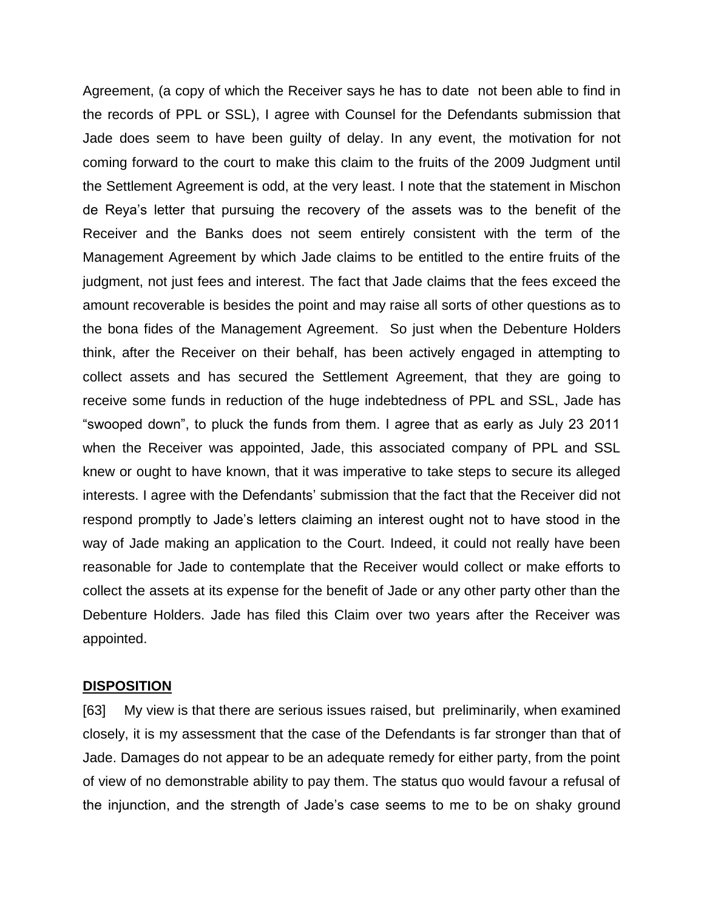Agreement, (a copy of which the Receiver says he has to date not been able to find in the records of PPL or SSL), I agree with Counsel for the Defendants submission that Jade does seem to have been guilty of delay. In any event, the motivation for not coming forward to the court to make this claim to the fruits of the 2009 Judgment until the Settlement Agreement is odd, at the very least. I note that the statement in Mischon de Reya's letter that pursuing the recovery of the assets was to the benefit of the Receiver and the Banks does not seem entirely consistent with the term of the Management Agreement by which Jade claims to be entitled to the entire fruits of the judgment, not just fees and interest. The fact that Jade claims that the fees exceed the amount recoverable is besides the point and may raise all sorts of other questions as to the bona fides of the Management Agreement. So just when the Debenture Holders think, after the Receiver on their behalf, has been actively engaged in attempting to collect assets and has secured the Settlement Agreement, that they are going to receive some funds in reduction of the huge indebtedness of PPL and SSL, Jade has "swooped down", to pluck the funds from them. I agree that as early as July 23 2011 when the Receiver was appointed, Jade, this associated company of PPL and SSL knew or ought to have known, that it was imperative to take steps to secure its alleged interests. I agree with the Defendants' submission that the fact that the Receiver did not respond promptly to Jade's letters claiming an interest ought not to have stood in the way of Jade making an application to the Court. Indeed, it could not really have been reasonable for Jade to contemplate that the Receiver would collect or make efforts to collect the assets at its expense for the benefit of Jade or any other party other than the Debenture Holders. Jade has filed this Claim over two years after the Receiver was appointed.

## DISPOSITION

[63] My view is that there are serious issues raised, but preliminarily, when examined closely, it is my assessment that the case of the Defendants is far stronger than that of Jade. Damages do not appear to be an adequate remedy for either party, from the point of view of no demonstrable ability to pay them. The status quo would favour a refusal of the injunction, and the strength of Jade's case seems to me to be on shaky ground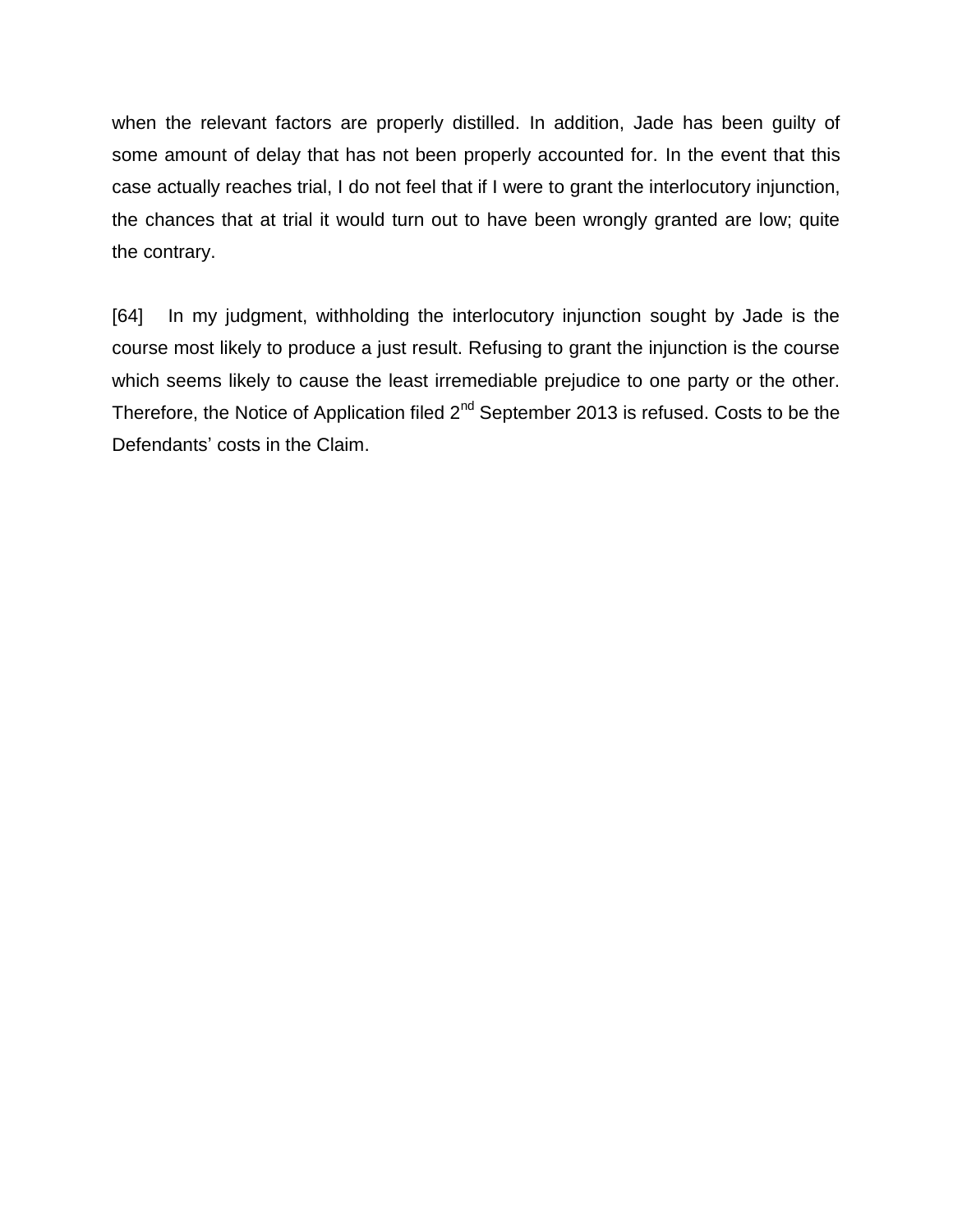when the relevant factors are properly distilled. In addition, Jade has been guilty of some amount of delay that has not been properly accounted for. In the event that this case actually reaches trial, I do not feel that if I were to grant the interlocutory injunction, the chances that at trial it would turn out to have been wrongly granted are low; quite the contrary.

[64] In my judgment, withholding the interlocutory injunction sought by Jade is the course most likely to produce a just result. Refusing to grant the injunction is the course which seems likely to cause the least irremediable prejudice to one party or the other. Therefore, the Notice of Application filed 2nd September 2013 is refused. Costs to be the Defendants' costs in the Claim.